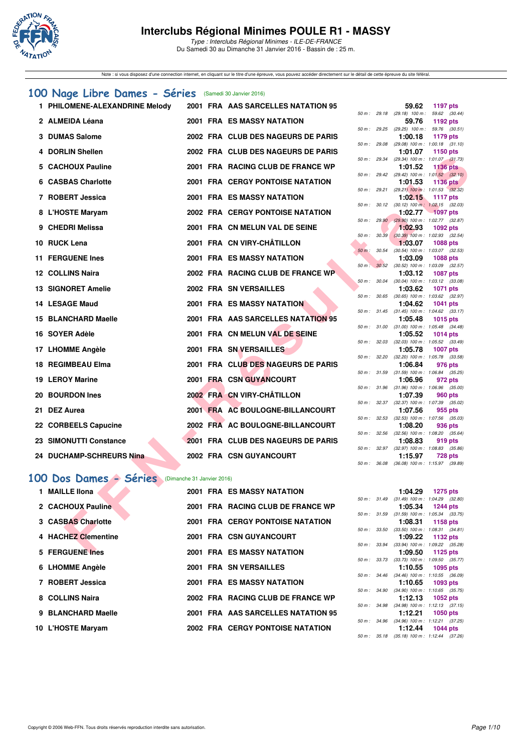# Interclubs Régional Minimes POULE R1 - MASSY

*Type : Interclubs Régional Minimes - ILE-DE-FRANCE*
Du Samedi 30 au Dimanche 31 Janvier 2016 - Bassin de : 25 m.

Note : si vous disposez d'une connection internet, en cliquant sur le titre d'une épreuve, vous pouvez accéder directement sur le détail de cette épreuve du site féféral.

## 100 Nage Libre Dames - Séries (Samedi 30 Janvier 2016)

| Rg | Nom | Année | Nat | Club | Temps | Points | Splits |
|---|---|---|---|---|---|---|---|
| 1 | PHILOMENE-ALEXANDRINE Melody | 2001 | FRA | AAS SARCELLES NATATION 95 | 59.62 | 1197 pts | 50 m : 29.18 (29.18) 100 m : 59.62 (30.44) |
| 2 | ALMEIDA Léana | 2001 | FRA | ES MASSY NATATION | 59.76 | 1192 pts | 50 m : 29.25 (29.25) 100 m : 59.76 (30.51) |
| 3 | DUMAS Salome | 2002 | FRA | CLUB DES NAGEURS DE PARIS | 1:00.18 | 1179 pts | 50 m : 29.08 (29.08) 100 m : 1:00.18 (31.10) |
| 4 | DORLIN Shellen | 2002 | FRA | CLUB DES NAGEURS DE PARIS | 1:01.07 | 1150 pts | 50 m : 29.34 (29.34) 100 m : 1:01.07 (31.73) |
| 5 | CACHOUX Pauline | 2001 | FRA | RACING CLUB DE FRANCE WP | 1:01.52 | 1136 pts | 50 m : 29.42 (29.42) 100 m : 1:01.52 (32.10) |
| 6 | CASBAS Charlotte | 2001 | FRA | CERGY PONTOISE NATATION | 1:01.53 | 1136 pts | 50 m : 29.21 (29.21) 100 m : 1:01.53 (32.32) |
| 7 | ROBERT Jessica | 2001 | FRA | ES MASSY NATATION | 1:02.15 | 1117 pts | 50 m : 30.12 (30.12) 100 m : 1:02.15 (32.03) |
| 8 | L'HOSTE Maryam | 2002 | FRA | CERGY PONTOISE NATATION | 1:02.77 | 1097 pts | 50 m : 29.90 (29.90) 100 m : 1:02.77 (32.87) |
| 9 | CHEDRI Melissa | 2001 | FRA | CN MELUN VAL DE SEINE | 1:02.93 | 1092 pts | 50 m : 30.39 (30.39) 100 m : 1:02.93 (32.54) |
| 10 | RUCK Lena | 2001 | FRA | CN VIRY-CHÂTILLON | 1:03.07 | 1088 pts | 50 m : 30.54 (30.54) 100 m : 1:03.07 (32.53) |
| 11 | FERGUENE Ines | 2001 | FRA | ES MASSY NATATION | 1:03.09 | 1088 pts | 50 m : 30.52 (30.52) 100 m : 1:03.09 (32.57) |
| 12 | COLLINS Naira | 2002 | FRA | RACING CLUB DE FRANCE WP | 1:03.12 | 1087 pts | 50 m : 30.04 (30.04) 100 m : 1:03.12 (33.08) |
| 13 | SIGNORET Amelie | 2002 | FRA | SN VERSAILLES | 1:03.62 | 1071 pts | 50 m : 30.65 (30.65) 100 m : 1:03.62 (32.97) |
| 14 | LESAGE Maud | 2001 | FRA | ES MASSY NATATION | 1:04.62 | 1041 pts | 50 m : 31.45 (31.45) 100 m : 1:04.62 (33.17) |
| 15 | BLANCHARD Maelle | 2001 | FRA | AAS SARCELLES NATATION 95 | 1:05.48 | 1015 pts | 50 m : 31.00 (31.00) 100 m : 1:05.48 (34.48) |
| 16 | SOYER Adèle | 2001 | FRA | CN MELUN VAL DE SEINE | 1:05.52 | 1014 pts | 50 m : 32.03 (32.03) 100 m : 1:05.52 (33.49) |
| 17 | LHOMME Angèle | 2001 | FRA | SN VERSAILLES | 1:05.78 | 1007 pts | 50 m : 32.20 (32.20) 100 m : 1:05.78 (33.58) |
| 18 | REGIMBEAU Elma | 2001 | FRA | CLUB DES NAGEURS DE PARIS | 1:06.84 | 976 pts | 50 m : 31.59 (31.59) 100 m : 1:06.84 (35.25) |
| 19 | LEROY Marine | 2001 | FRA | CSN GUYANCOURT | 1:06.96 | 972 pts | 50 m : 31.96 (31.96) 100 m : 1:06.96 (35.00) |
| 20 | BOURDON Ines | 2002 | FRA | CN VIRY-CHÂTILLON | 1:07.39 | 960 pts | 50 m : 32.37 (32.37) 100 m : 1:07.39 (35.02) |
| 21 | DEZ Aurea | 2001 | FRA | AC BOULOGNE-BILLANCOURT | 1:07.56 | 955 pts | 50 m : 32.53 (32.53) 100 m : 1:07.56 (35.03) |
| 22 | CORBEELS Capucine | 2002 | FRA | AC BOULOGNE-BILLANCOURT | 1:08.20 | 936 pts | 50 m : 32.56 (32.56) 100 m : 1:08.20 (35.64) |
| 23 | SIMONUTTI Constance | 2001 | FRA | CLUB DES NAGEURS DE PARIS | 1:08.83 | 919 pts | 50 m : 32.97 (32.97) 100 m : 1:08.83 (35.86) |
| 24 | DUCHAMP-SCHREURS Nina | 2002 | FRA | CSN GUYANCOURT | 1:15.97 | 728 pts | 50 m : 36.08 (36.08) 100 m : 1:15.97 (39.89) |

## 100 Dos Dames - Séries (Dimanche 31 Janvier 2016)

| Rg | Nom | Année | Nat | Club | Temps | Points | Splits |
|---|---|---|---|---|---|---|---|
| 1 | MAILLE Ilona | 2001 | FRA | ES MASSY NATATION | 1:04.29 | 1275 pts | 50 m : 31.49 (31.49) 100 m : 1:04.29 (32.80) |
| 2 | CACHOUX Pauline | 2001 | FRA | RACING CLUB DE FRANCE WP | 1:05.34 | 1244 pts | 50 m : 31.59 (31.59) 100 m : 1:05.34 (33.75) |
| 3 | CASBAS Charlotte | 2001 | FRA | CERGY PONTOISE NATATION | 1:08.31 | 1158 pts | 50 m : 33.50 (33.50) 100 m : 1:08.31 (34.81) |
| 4 | HACHEZ Clementine | 2001 | FRA | CSN GUYANCOURT | 1:09.22 | 1132 pts | 50 m : 33.94 (33.94) 100 m : 1:09.22 (35.28) |
| 5 | FERGUENE Ines | 2001 | FRA | ES MASSY NATATION | 1:09.50 | 1125 pts | 50 m : 33.73 (33.73) 100 m : 1:09.50 (35.77) |
| 6 | LHOMME Angèle | 2001 | FRA | SN VERSAILLES | 1:10.55 | 1095 pts | 50 m : 34.46 (34.46) 100 m : 1:10.55 (36.09) |
| 7 | ROBERT Jessica | 2001 | FRA | ES MASSY NATATION | 1:10.65 | 1093 pts | 50 m : 34.90 (34.90) 100 m : 1:10.65 (35.75) |
| 8 | COLLINS Naira | 2002 | FRA | RACING CLUB DE FRANCE WP | 1:12.13 | 1052 pts | 50 m : 34.98 (34.98) 100 m : 1:12.13 (37.15) |
| 9 | BLANCHARD Maelle | 2001 | FRA | AAS SARCELLES NATATION 95 | 1:12.21 | 1050 pts | 50 m : 34.96 (34.96) 100 m : 1:12.21 (37.25) |
| 10 | L'HOSTE Maryam | 2002 | FRA | CERGY PONTOISE NATATION | 1:12.44 | 1044 pts | 50 m : 35.18 (35.18) 100 m : 1:12.44 (37.26) |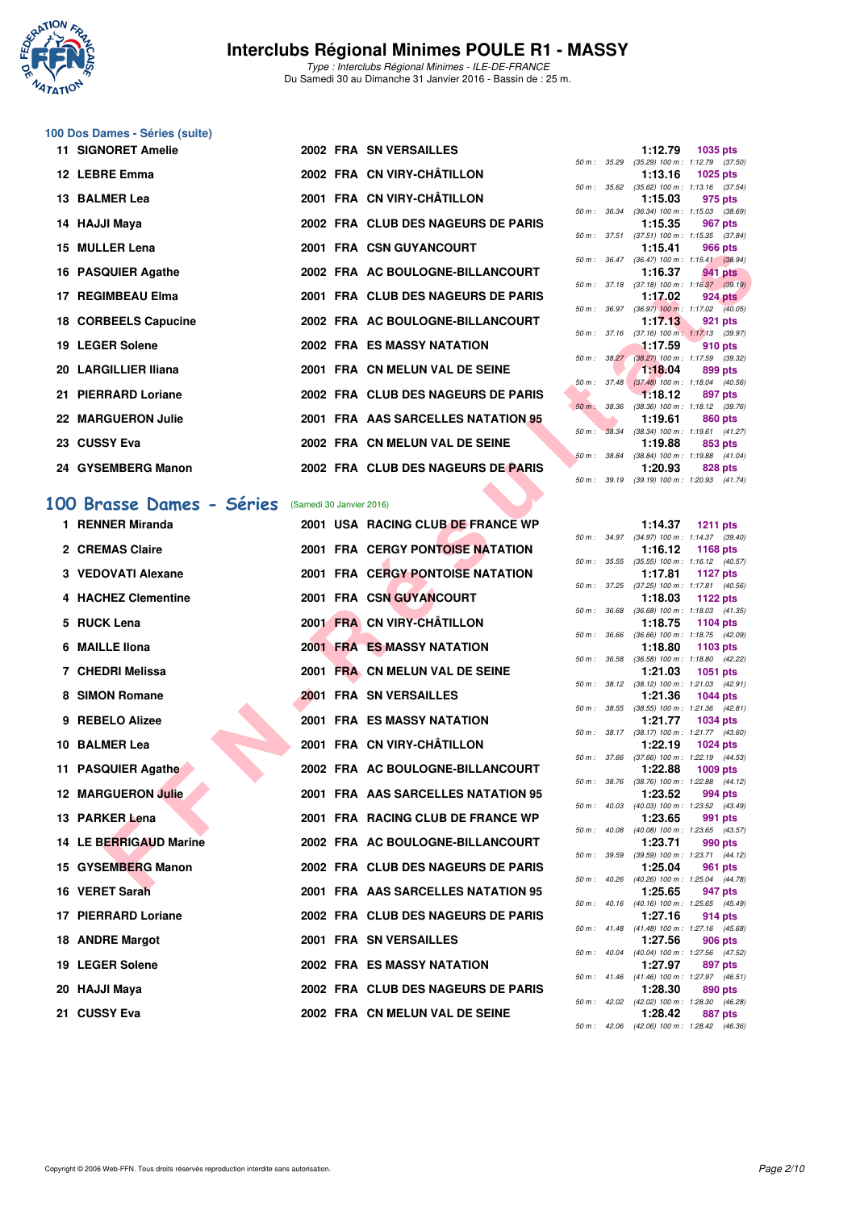# Interclubs Régional Minimes POULE R1 - MASSY

*Type : Interclubs Régional Minimes - ILE-DE-FRANCE*
Du Samedi 30 au Dimanche 31 Janvier 2016 - Bassin de : 25 m.

## 100 Dos Dames - Séries (suite)

| Rg | Nom | Année | Nat | Club | Temps | Points | Splits |
|---|---|---|---|---|---|---|---|
| 11 | SIGNORET Amelie | 2002 | FRA | SN VERSAILLES | 1:12.79 | 1035 pts | 50 m : 35.29 (35.29) 100 m : 1:12.79 (37.50) |
| 12 | LEBRE Emma | 2002 | FRA | CN VIRY-CHÂTILLON | 1:13.16 | 1025 pts | 50 m : 35.62 (35.62) 100 m : 1:13.16 (37.54) |
| 13 | BALMER Lea | 2001 | FRA | CN VIRY-CHÂTILLON | 1:15.03 | 975 pts | 50 m : 36.34 (36.34) 100 m : 1:15.03 (38.69) |
| 14 | HAJJI Maya | 2002 | FRA | CLUB DES NAGEURS DE PARIS | 1:15.35 | 967 pts | 50 m : 37.51 (37.51) 100 m : 1:15.35 (37.84) |
| 15 | MULLER Lena | 2001 | FRA | CSN GUYANCOURT | 1:15.41 | 966 pts | 50 m : 36.47 (36.47) 100 m : 1:15.41 (38.94) |
| 16 | PASQUIER Agathe | 2002 | FRA | AC BOULOGNE-BILLANCOURT | 1:16.37 | 941 pts | 50 m : 37.18 (37.18) 100 m : 1:16.37 (39.19) |
| 17 | REGIMBEAU Elma | 2001 | FRA | CLUB DES NAGEURS DE PARIS | 1:17.02 | 924 pts | 50 m : 36.97 (36.97) 100 m : 1:17.02 (40.05) |
| 18 | CORBEELS Capucine | 2002 | FRA | AC BOULOGNE-BILLANCOURT | 1:17.13 | 921 pts | 50 m : 37.16 (37.16) 100 m : 1:17.13 (39.97) |
| 19 | LEGER Solene | 2002 | FRA | ES MASSY NATATION | 1:17.59 | 910 pts | 50 m : 38.27 (38.27) 100 m : 1:17.59 (39.32) |
| 20 | LARGILLIER Iliana | 2001 | FRA | CN MELUN VAL DE SEINE | 1:18.04 | 899 pts | 50 m : 37.48 (37.48) 100 m : 1:18.04 (40.56) |
| 21 | PIERRARD Loriane | 2002 | FRA | CLUB DES NAGEURS DE PARIS | 1:18.12 | 897 pts | 50 m : 38.36 (38.36) 100 m : 1:18.12 (39.76) |
| 22 | MARGUERON Julie | 2001 | FRA | AAS SARCELLES NATATION 95 | 1:19.61 | 860 pts | 50 m : 38.34 (38.34) 100 m : 1:19.61 (41.27) |
| 23 | CUSSY Eva | 2002 | FRA | CN MELUN VAL DE SEINE | 1:19.88 | 853 pts | 50 m : 38.84 (38.84) 100 m : 1:19.88 (41.04) |
| 24 | GYSEMBERG Manon | 2002 | FRA | CLUB DES NAGEURS DE PARIS | 1:20.93 | 828 pts | 50 m : 39.19 (39.19) 100 m : 1:20.93 (41.74) |

## 100 Brasse Dames - Séries (Samedi 30 Janvier 2016)

| Rg | Nom | Année | Nat | Club | Temps | Points | Splits |
|---|---|---|---|---|---|---|---|
| 1 | RENNER Miranda | 2001 | USA | RACING CLUB DE FRANCE WP | 1:14.37 | 1211 pts | 50 m : 34.97 (34.97) 100 m : 1:14.37 (39.40) |
| 2 | CREMAS Claire | 2001 | FRA | CERGY PONTOISE NATATION | 1:16.12 | 1168 pts | 50 m : 35.55 (35.55) 100 m : 1:16.12 (40.57) |
| 3 | VEDOVATI Alexane | 2001 | FRA | CERGY PONTOISE NATATION | 1:17.81 | 1127 pts | 50 m : 37.25 (37.25) 100 m : 1:17.81 (40.56) |
| 4 | HACHEZ Clementine | 2001 | FRA | CSN GUYANCOURT | 1:18.03 | 1122 pts | 50 m : 36.68 (36.68) 100 m : 1:18.03 (41.35) |
| 5 | RUCK Lena | 2001 | FRA | CN VIRY-CHÂTILLON | 1:18.75 | 1104 pts | 50 m : 36.66 (36.66) 100 m : 1:18.75 (42.09) |
| 6 | MAILLE Ilona | 2001 | FRA | ES MASSY NATATION | 1:18.80 | 1103 pts | 50 m : 36.58 (36.58) 100 m : 1:18.80 (42.22) |
| 7 | CHEDRI Melissa | 2001 | FRA | CN MELUN VAL DE SEINE | 1:21.03 | 1051 pts | 50 m : 38.12 (38.12) 100 m : 1:21.03 (42.91) |
| 8 | SIMON Romane | 2001 | FRA | SN VERSAILLES | 1:21.36 | 1044 pts | 50 m : 38.55 (38.55) 100 m : 1:21.36 (42.81) |
| 9 | REBELO Alizee | 2001 | FRA | ES MASSY NATATION | 1:21.77 | 1034 pts | 50 m : 38.17 (38.17) 100 m : 1:21.77 (43.60) |
| 10 | BALMER Lea | 2001 | FRA | CN VIRY-CHÂTILLON | 1:22.19 | 1024 pts | 50 m : 37.66 (37.66) 100 m : 1:22.19 (44.53) |
| 11 | PASQUIER Agathe | 2002 | FRA | AC BOULOGNE-BILLANCOURT | 1:22.88 | 1009 pts | 50 m : 38.76 (38.76) 100 m : 1:22.88 (44.12) |
| 12 | MARGUERON Julie | 2001 | FRA | AAS SARCELLES NATATION 95 | 1:23.52 | 994 pts | 50 m : 40.03 (40.03) 100 m : 1:23.52 (43.49) |
| 13 | PARKER Lena | 2001 | FRA | RACING CLUB DE FRANCE WP | 1:23.65 | 991 pts | 50 m : 40.08 (40.08) 100 m : 1:23.65 (43.57) |
| 14 | LE BERRIGAUD Marine | 2002 | FRA | AC BOULOGNE-BILLANCOURT | 1:23.71 | 990 pts | 50 m : 39.59 (39.59) 100 m : 1:23.71 (44.12) |
| 15 | GYSEMBERG Manon | 2002 | FRA | CLUB DES NAGEURS DE PARIS | 1:25.04 | 961 pts | 50 m : 40.26 (40.26) 100 m : 1:25.04 (44.78) |
| 16 | VERET Sarah | 2001 | FRA | AAS SARCELLES NATATION 95 | 1:25.65 | 947 pts | 50 m : 40.16 (40.16) 100 m : 1:25.65 (45.49) |
| 17 | PIERRARD Loriane | 2002 | FRA | CLUB DES NAGEURS DE PARIS | 1:27.16 | 914 pts | 50 m : 41.48 (41.48) 100 m : 1:27.16 (45.68) |
| 18 | ANDRE Margot | 2001 | FRA | SN VERSAILLES | 1:27.56 | 906 pts | 50 m : 40.04 (40.04) 100 m : 1:27.56 (47.52) |
| 19 | LEGER Solene | 2002 | FRA | ES MASSY NATATION | 1:27.97 | 897 pts | 50 m : 41.46 (41.46) 100 m : 1:27.97 (46.51) |
| 20 | HAJJI Maya | 2002 | FRA | CLUB DES NAGEURS DE PARIS | 1:28.30 | 890 pts | 50 m : 42.02 (42.02) 100 m : 1:28.30 (46.28) |
| 21 | CUSSY Eva | 2002 | FRA | CN MELUN VAL DE SEINE | 1:28.42 | 887 pts | 50 m : 42.06 (42.06) 100 m : 1:28.42 (46.36) |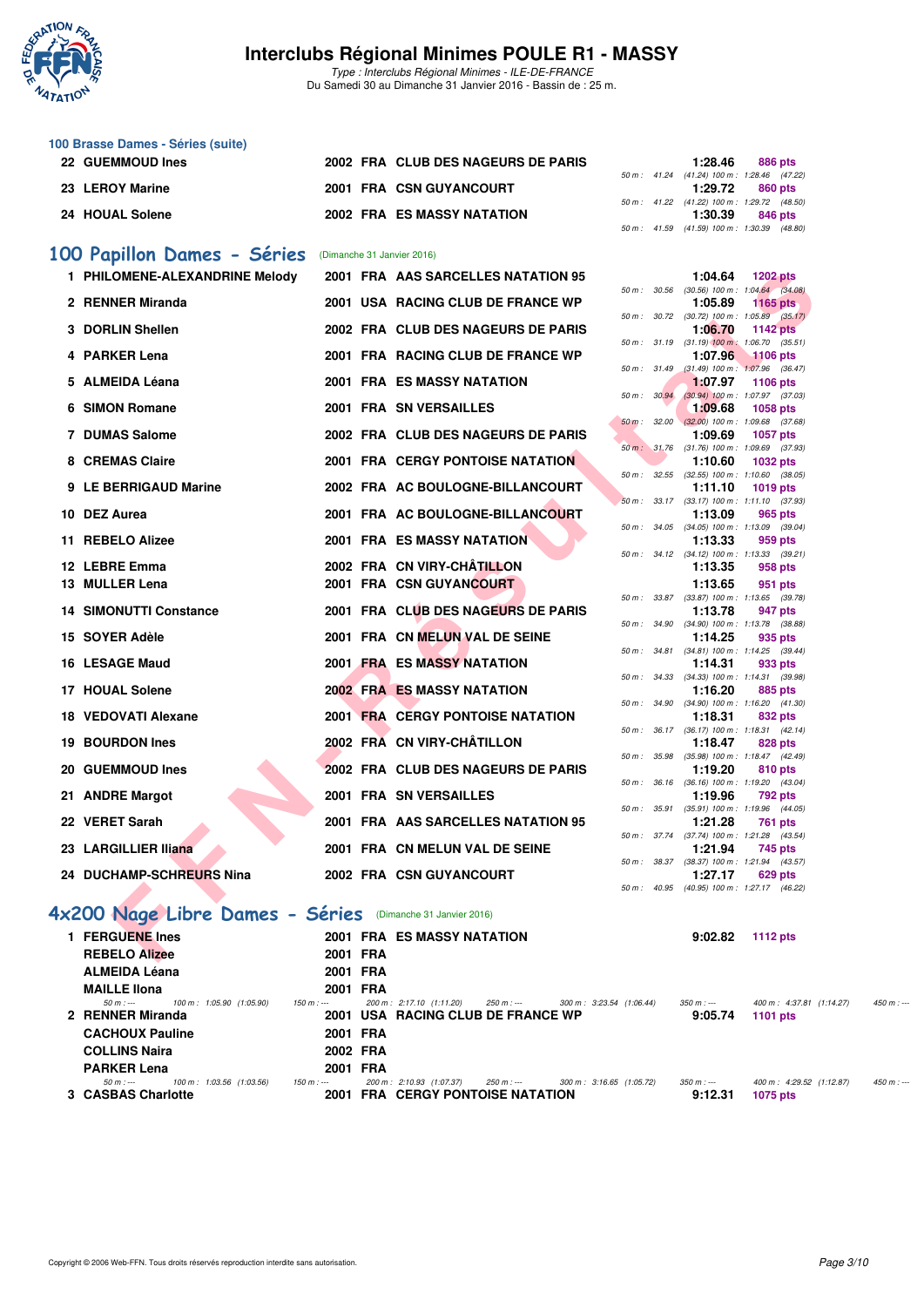# Interclubs Régional Minimes POULE R1 - MASSY

*Type : Interclubs Régional Minimes - ILE-DE-FRANCE*
Du Samedi 30 au Dimanche 31 Janvier 2016 - Bassin de : 25 m.

## 100 Brasse Dames - Séries (suite)

| | Nom | Année | Nat. | Club | Temps | Points | Splits |
|---|---|---|---|---|---|---|---|
| 22 | GUEMMOUD Ines | 2002 | FRA | CLUB DES NAGEURS DE PARIS | 1:28.46 | 886 pts | 50 m : 41.24 (41.24) 100 m : 1:28.46 (47.22) |
| 23 | LEROY Marine | 2001 | FRA | CSN GUYANCOURT | 1:29.72 | 860 pts | 50 m : 41.22 (41.22) 100 m : 1:29.72 (48.50) |
| 24 | HOUAL Solene | 2002 | FRA | ES MASSY NATATION | 1:30.39 | 846 pts | 50 m : 41.59 (41.59) 100 m : 1:30.39 (48.80) |

## 100 Papillon Dames - Séries (Dimanche 31 Janvier 2016)

| | Nom | Année | Nat. | Club | Temps | Points | Splits |
|---|---|---|---|---|---|---|---|
| 1 | PHILOMENE-ALEXANDRINE Melody | 2001 | FRA | AAS SARCELLES NATATION 95 | 1:04.64 | 1202 pts | 50 m : 30.56 (30.56) 100 m : 1:04.64 (34.08) |
| 2 | RENNER Miranda | 2001 | USA | RACING CLUB DE FRANCE WP | 1:05.89 | 1165 pts | 50 m : 30.72 (30.72) 100 m : 1:05.89 (35.17) |
| 3 | DORLIN Shellen | 2002 | FRA | CLUB DES NAGEURS DE PARIS | 1:06.70 | 1142 pts | 50 m : 31.19 (31.19) 100 m : 1:06.70 (35.51) |
| 4 | PARKER Lena | 2001 | FRA | RACING CLUB DE FRANCE WP | 1:07.96 | 1106 pts | 50 m : 31.49 (31.49) 100 m : 1:07.96 (36.47) |
| 5 | ALMEIDA Léana | 2001 | FRA | ES MASSY NATATION | 1:07.97 | 1106 pts | 50 m : 30.94 (30.94) 100 m : 1:07.97 (37.03) |
| 6 | SIMON Romane | 2001 | FRA | SN VERSAILLES | 1:09.68 | 1058 pts | 50 m : 32.00 (32.00) 100 m : 1:09.68 (37.68) |
| 7 | DUMAS Salome | 2002 | FRA | CLUB DES NAGEURS DE PARIS | 1:09.69 | 1057 pts | 50 m : 31.76 (31.76) 100 m : 1:09.69 (37.93) |
| 8 | CREMAS Claire | 2001 | FRA | CERGY PONTOISE NATATION | 1:10.60 | 1032 pts | 50 m : 32.55 (32.55) 100 m : 1:10.60 (38.05) |
| 9 | LE BERRIGAUD Marine | 2002 | FRA | AC BOULOGNE-BILLANCOURT | 1:11.10 | 1019 pts | 50 m : 33.17 (33.17) 100 m : 1:11.10 (37.93) |
| 10 | DEZ Aurea | 2001 | FRA | AC BOULOGNE-BILLANCOURT | 1:13.09 | 965 pts | 50 m : 34.05 (34.05) 100 m : 1:13.09 (39.04) |
| 11 | REBELO Alizee | 2001 | FRA | ES MASSY NATATION | 1:13.33 | 959 pts | 50 m : 34.12 (34.12) 100 m : 1:13.33 (39.21) |
| 12 | LEBRE Emma | 2002 | FRA | CN VIRY-CHÂTILLON | 1:13.35 | 958 pts | |
| 13 | MULLER Lena | 2001 | FRA | CSN GUYANCOURT | 1:13.65 | 951 pts | 50 m : 33.87 (33.87) 100 m : 1:13.65 (39.78) |
| 14 | SIMONUTTI Constance | 2001 | FRA | CLUB DES NAGEURS DE PARIS | 1:13.78 | 947 pts | 50 m : 34.90 (34.90) 100 m : 1:13.78 (38.88) |
| 15 | SOYER Adèle | 2001 | FRA | CN MELUN VAL DE SEINE | 1:14.25 | 935 pts | 50 m : 34.81 (34.81) 100 m : 1:14.25 (39.44) |
| 16 | LESAGE Maud | 2001 | FRA | ES MASSY NATATION | 1:14.31 | 933 pts | 50 m : 34.33 (34.33) 100 m : 1:14.31 (39.98) |
| 17 | HOUAL Solene | 2002 | FRA | ES MASSY NATATION | 1:16.20 | 885 pts | 50 m : 34.90 (34.90) 100 m : 1:16.20 (41.30) |
| 18 | VEDOVATI Alexane | 2001 | FRA | CERGY PONTOISE NATATION | 1:18.31 | 832 pts | 50 m : 36.17 (36.17) 100 m : 1:18.31 (42.14) |
| 19 | BOURDON Ines | 2002 | FRA | CN VIRY-CHÂTILLON | 1:18.47 | 828 pts | 50 m : 35.98 (35.98) 100 m : 1:18.47 (42.49) |
| 20 | GUEMMOUD Ines | 2002 | FRA | CLUB DES NAGEURS DE PARIS | 1:19.20 | 810 pts | 50 m : 36.16 (36.16) 100 m : 1:19.20 (43.04) |
| 21 | ANDRE Margot | 2001 | FRA | SN VERSAILLES | 1:19.96 | 792 pts | 50 m : 35.91 (35.91) 100 m : 1:19.96 (44.05) |
| 22 | VERET Sarah | 2001 | FRA | AAS SARCELLES NATATION 95 | 1:21.28 | 761 pts | 50 m : 37.74 (37.74) 100 m : 1:21.28 (43.54) |
| 23 | LARGILLIER Iliana | 2001 | FRA | CN MELUN VAL DE SEINE | 1:21.94 | 745 pts | 50 m : 38.37 (38.37) 100 m : 1:21.94 (43.57) |
| 24 | DUCHAMP-SCHREURS Nina | 2002 | FRA | CSN GUYANCOURT | 1:27.17 | 629 pts | 50 m : 40.95 (40.95) 100 m : 1:27.17 (46.22) |

## 4x200 Nage Libre Dames - Séries (Dimanche 31 Janvier 2016)

| | Nom | Année | Nat. | Club | Temps | Points |
|---|---|---|---|---|---|---|
| 1 | FERGUENE Ines | 2001 | FRA | ES MASSY NATATION | 9:02.82 | 1112 pts |
| | REBELO Alizee | 2001 | FRA | | | |
| | ALMEIDA Léana | 2001 | FRA | | | |
| | MAILLE Ilona | 2001 | FRA | | | |
| | 50 m : --- 100 m : 1:05.90 (1:05.90) 150 m : --- 200 m : 2:17.10 (1:11.20) 250 m : --- 300 m : 3:23.54 (1:06.44) 350 m : --- 400 m : 4:37.81 (1:14.27) 450 m : --- | | | | | |
| 2 | RENNER Miranda | 2001 | USA | RACING CLUB DE FRANCE WP | 9:05.74 | 1101 pts |
| | CACHOUX Pauline | 2001 | FRA | | | |
| | COLLINS Naira | 2002 | FRA | | | |
| | PARKER Lena | 2001 | FRA | | | |
| | 50 m : --- 100 m : 1:03.56 (1:03.56) 150 m : --- 200 m : 2:10.93 (1:07.37) 250 m : --- 300 m : 3:16.65 (1:05.72) 350 m : --- 400 m : 4:29.52 (1:12.87) 450 m : --- | | | | | |
| 3 | CASBAS Charlotte | 2001 | FRA | CERGY PONTOISE NATATION | 9:12.31 | 1075 pts |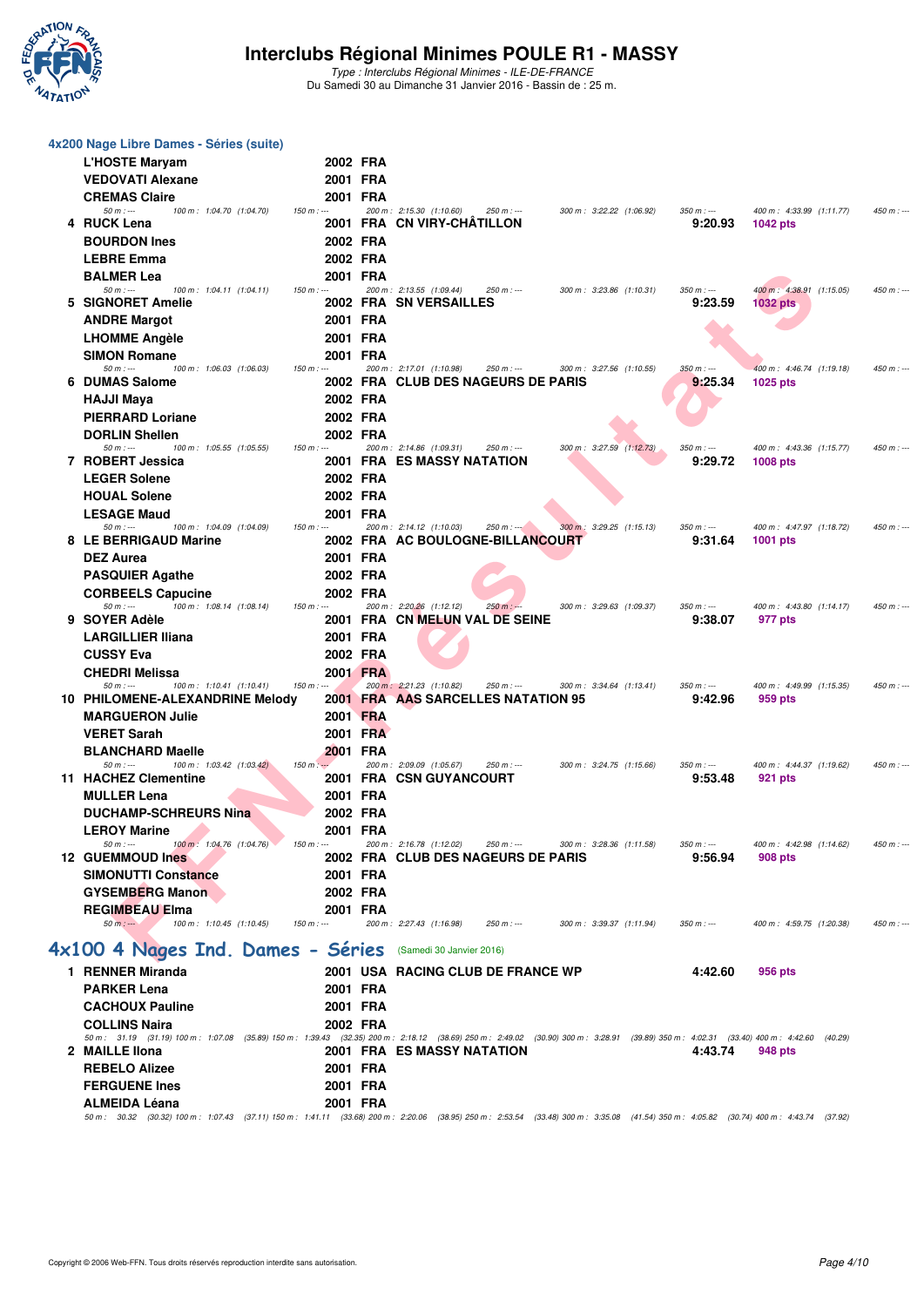# Interclubs Régional Minimes POULE R1 - MASSY

*Type : Interclubs Régional Minimes - ILE-DE-FRANCE*
Du Samedi 30 au Dimanche 31 Janvier 2016 - Bassin de : 25 m.

## 4x200 Nage Libre Dames - Séries (suite)

| Rang | Nom | Année | Nat. | Club | Temps | Points |
|---|---|---|---|---|---|---|
| | L'HOSTE Maryam | 2002 | FRA | | | |
| | VEDOVATI Alexane | 2001 | FRA | | | |
| | CREMAS Claire | 2001 | FRA | | | |
| | *50 m : --- 100 m : 1:04.70 (1:04.70) 150 m : --- 200 m : 2:15.30 (1:10.60) 250 m : --- 300 m : 3:22.22 (1:06.92) 350 m : --- 400 m : 4:33.99 (1:11.77) 450 m : ---* | | | | | |
| 4 | RUCK Lena | 2001 | FRA | CN VIRY-CHÂTILLON | 9:20.93 | 1042 pts |
| | BOURDON Ines | 2002 | FRA | | | |
| | LEBRE Emma | 2002 | FRA | | | |
| | BALMER Lea | 2001 | FRA | | | |
| | *50 m : --- 100 m : 1:04.11 (1:04.11) 150 m : --- 200 m : 2:13.55 (1:09.44) 250 m : --- 300 m : 3:23.86 (1:10.31) 350 m : --- 400 m : 4:38.91 (1:15.05) 450 m : ---* | | | | | |
| 5 | SIGNORET Amelie | 2002 | FRA | SN VERSAILLES | 9:23.59 | 1032 pts |
| | ANDRE Margot | 2001 | FRA | | | |
| | LHOMME Angèle | 2001 | FRA | | | |
| | SIMON Romane | 2001 | FRA | | | |
| | *50 m : --- 100 m : 1:06.03 (1:06.03) 150 m : --- 200 m : 2:17.01 (1:10.98) 250 m : --- 300 m : 3:27.56 (1:10.55) 350 m : --- 400 m : 4:46.74 (1:19.18) 450 m : ---* | | | | | |
| 6 | DUMAS Salome | 2002 | FRA | CLUB DES NAGEURS DE PARIS | 9:25.34 | 1025 pts |
| | HAJJI Maya | 2002 | FRA | | | |
| | PIERRARD Loriane | 2002 | FRA | | | |
| | DORLIN Shellen | 2002 | FRA | | | |
| | *50 m : --- 100 m : 1:05.55 (1:05.55) 150 m : --- 200 m : 2:14.86 (1:09.31) 250 m : --- 300 m : 3:27.59 (1:12.73) 350 m : --- 400 m : 4:43.36 (1:15.77) 450 m : ---* | | | | | |
| 7 | ROBERT Jessica | 2001 | FRA | ES MASSY NATATION | 9:29.72 | 1008 pts |
| | LEGER Solene | 2002 | FRA | | | |
| | HOUAL Solene | 2002 | FRA | | | |
| | LESAGE Maud | 2001 | FRA | | | |
| | *50 m : --- 100 m : 1:04.09 (1:04.09) 150 m : --- 200 m : 2:14.12 (1:10.03) 250 m : --- 300 m : 3:29.25 (1:15.13) 350 m : --- 400 m : 4:47.97 (1:18.72) 450 m : ---* | | | | | |
| 8 | LE BERRIGAUD Marine | 2002 | FRA | AC BOULOGNE-BILLANCOURT | 9:31.64 | 1001 pts |
| | DEZ Aurea | 2001 | FRA | | | |
| | PASQUIER Agathe | 2002 | FRA | | | |
| | CORBEELS Capucine | 2002 | FRA | | | |
| | *50 m : --- 100 m : 1:08.14 (1:08.14) 150 m : --- 200 m : 2:20.26 (1:12.12) 250 m : --- 300 m : 3:29.63 (1:09.37) 350 m : --- 400 m : 4:43.80 (1:14.17) 450 m : ---* | | | | | |
| 9 | SOYER Adèle | 2001 | FRA | CN MELUN VAL DE SEINE | 9:38.07 | 977 pts |
| | LARGILLIER Iliana | 2001 | FRA | | | |
| | CUSSY Eva | 2002 | FRA | | | |
| | CHEDRI Melissa | 2001 | FRA | | | |
| | *50 m : --- 100 m : 1:10.41 (1:10.41) 150 m : --- 200 m : 2:21.23 (1:10.82) 250 m : --- 300 m : 3:34.64 (1:13.41) 350 m : --- 400 m : 4:49.99 (1:15.35) 450 m : ---* | | | | | |
| 10 | PHILOMENE-ALEXANDRINE Melody | 2001 | FRA | AAS SARCELLES NATATION 95 | 9:42.96 | 959 pts |
| | MARGUERON Julie | 2001 | FRA | | | |
| | VERET Sarah | 2001 | FRA | | | |
| | BLANCHARD Maelle | 2001 | FRA | | | |
| | *50 m : --- 100 m : 1:03.42 (1:03.42) 150 m : --- 200 m : 2:09.09 (1:05.67) 250 m : --- 300 m : 3:24.75 (1:15.66) 350 m : --- 400 m : 4:44.37 (1:19.62) 450 m : ---* | | | | | |
| 11 | HACHEZ Clementine | 2001 | FRA | CSN GUYANCOURT | 9:53.48 | 921 pts |
| | MULLER Lena | 2001 | FRA | | | |
| | DUCHAMP-SCHREURS Nina | 2002 | FRA | | | |
| | LEROY Marine | 2001 | FRA | | | |
| | *50 m : --- 100 m : 1:04.76 (1:04.76) 150 m : --- 200 m : 2:16.78 (1:12.02) 250 m : --- 300 m : 3:28.36 (1:11.58) 350 m : --- 400 m : 4:42.98 (1:14.62) 450 m : ---* | | | | | |
| 12 | GUEMMOUD Ines | 2002 | FRA | CLUB DES NAGEURS DE PARIS | 9:56.94 | 908 pts |
| | SIMONUTTI Constance | 2001 | FRA | | | |
| | GYSEMBERG Manon | 2002 | FRA | | | |
| | REGIMBEAU Elma | 2001 | FRA | | | |
| | *50 m : --- 100 m : 1:10.45 (1:10.45) 150 m : --- 200 m : 2:27.43 (1:16.98) 250 m : --- 300 m : 3:39.37 (1:11.94) 350 m : --- 400 m : 4:59.75 (1:20.38) 450 m : ---* | | | | | |

## 4x100 4 Nages Ind. Dames - Séries (Samedi 30 Janvier 2016)

| Rang | Nom | Année | Nat. | Club | Temps | Points |
|---|---|---|---|---|---|---|
| 1 | RENNER Miranda | 2001 | USA | RACING CLUB DE FRANCE WP | 4:42.60 | 956 pts |
| | PARKER Lena | 2001 | FRA | | | |
| | CACHOUX Pauline | 2001 | FRA | | | |
| | COLLINS Naira | 2002 | FRA | | | |
| | *50 m : 31.19 (31.19) 100 m : 1:07.08 (35.89) 150 m : 1:39.43 (32.35) 200 m : 2:18.12 (38.69) 250 m : 2:49.02 (30.90) 300 m : 3:28.91 (39.89) 350 m : 4:02.31 (33.40) 400 m : 4:42.60 (40.29)* | | | | | |
| 2 | MAILLE Ilona | 2001 | FRA | ES MASSY NATATION | 4:43.74 | 948 pts |
| | REBELO Alizee | 2001 | FRA | | | |
| | FERGUENE Ines | 2001 | FRA | | | |
| | ALMEIDA Léana | 2001 | FRA | | | |
| | *50 m : 30.32 (30.32) 100 m : 1:07.43 (37.11) 150 m : 1:41.11 (33.68) 200 m : 2:20.06 (38.95) 250 m : 2:53.54 (33.48) 300 m : 3:35.08 (41.54) 350 m : 4:05.82 (30.74) 400 m : 4:43.74 (37.92)* | | | | | |

Copyright © 2006 Web-FFN. Tous droits réservés reproduction interdite sans autorisation.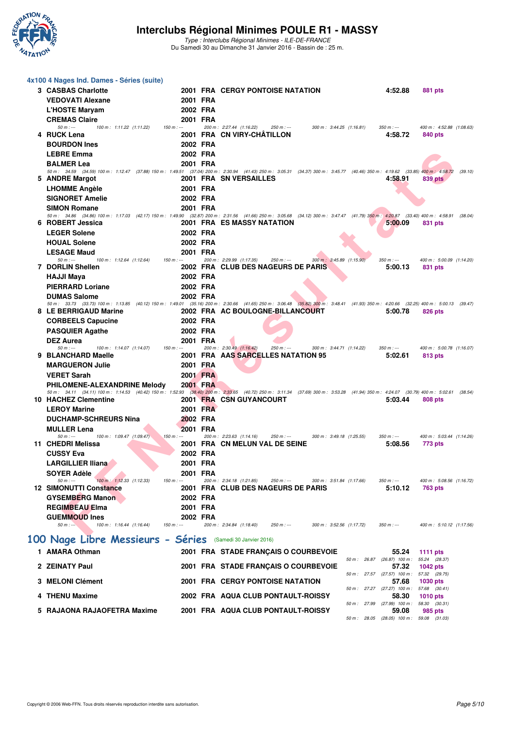# Interclubs Régional Minimes POULE R1 - MASSY

*Type : Interclubs Régional Minimes - ILE-DE-FRANCE*
Du Samedi 30 au Dimanche 31 Janvier 2016 - Bassin de : 25 m.

### 4x100 4 Nages Ind. Dames - Séries (suite)

| Rang | Nom | Année | Nat. | Club | Temps | Points |
|---|---|---|---|---|---|---|
| 3 | CASBAS Charlotte | 2001 | FRA | CERGY PONTOISE NATATION | 4:52.88 | 881 pts |
| | VEDOVATI Alexane | 2001 | FRA | | | |
| | L'HOSTE Maryam | 2002 | FRA | | | |
| | CREMAS Claire | 2001 | FRA | | | |

50 m : --- 100 m : 1:11.22 (1:11.22) 150 m : --- 200 m : 2:27.44 (1:16.22) 250 m : --- 300 m : 3:44.25 (1:16.81) 350 m : --- 400 m : 4:52.88 (1:08.63)

| Rang | Nom | Année | Nat. | Club | Temps | Points |
|---|---|---|---|---|---|---|
| 4 | RUCK Lena | 2001 | FRA | CN VIRY-CHÂTILLON | 4:58.72 | 840 pts |
| | BOURDON Ines | 2002 | FRA | | | |
| | LEBRE Emma | 2002 | FRA | | | |
| | BALMER Lea | 2001 | FRA | | | |

50 m : 34.59 (34.59) 100 m : 1:12.47 (37.88) 150 m : 1:49.51 (37.04) 200 m : 2:30.94 (41.43) 250 m : 3:05.31 (34.37) 300 m : 3:45.77 (40.46) 350 m : 4:19.62 (33.85) 400 m : 4:58.72 (39.10)

| Rang | Nom | Année | Nat. | Club | Temps | Points |
|---|---|---|---|---|---|---|
| 5 | ANDRE Margot | 2001 | FRA | SN VERSAILLES | 4:58.91 | 839 pts |
| | LHOMME Angèle | 2001 | FRA | | | |
| | SIGNORET Amelie | 2002 | FRA | | | |
| | SIMON Romane | 2001 | FRA | | | |

50 m : 34.86 (34.86) 100 m : 1:17.03 (42.17) 150 m : 1:49.90 (32.87) 200 m : 2:31.56 (41.66) 250 m : 3:05.68 (34.12) 300 m : 3:47.47 (41.79) 350 m : 4:20.87 (33.40) 400 m : 4:58.91 (38.04)

| Rang | Nom | Année | Nat. | Club | Temps | Points |
|---|---|---|---|---|---|---|
| 6 | ROBERT Jessica | 2001 | FRA | ES MASSY NATATION | 5:00.09 | 831 pts |
| | LEGER Solene | 2002 | FRA | | | |
| | HOUAL Solene | 2002 | FRA | | | |
| | LESAGE Maud | 2001 | FRA | | | |

50 m : --- 100 m : 1:12.64 (1:12.64) 150 m : --- 200 m : 2:29.99 (1:17.35) 250 m : --- 300 m : 3:45.89 (1:15.90) 350 m : --- 400 m : 5:00.09 (1:14.20)

| Rang | Nom | Année | Nat. | Club | Temps | Points |
|---|---|---|---|---|---|---|
| 7 | DORLIN Shellen | 2002 | FRA | CLUB DES NAGEURS DE PARIS | 5:00.13 | 831 pts |
| | HAJJI Maya | 2002 | FRA | | | |
| | PIERRARD Loriane | 2002 | FRA | | | |
| | DUMAS Salome | 2002 | FRA | | | |

50 m : 33.73 (33.73) 100 m : 1:13.85 (40.12) 150 m : 1:49.01 (35.16) 200 m : 2:30.66 (41.65) 250 m : 3:06.48 (35.82) 300 m : 3:48.41 (41.93) 350 m : 4:20.66 (32.25) 400 m : 5:00.13 (39.47)

| Rang | Nom | Année | Nat. | Club | Temps | Points |
|---|---|---|---|---|---|---|
| 8 | LE BERRIGAUD Marine | 2002 | FRA | AC BOULOGNE-BILLANCOURT | 5:00.78 | 826 pts |
| | CORBEELS Capucine | 2002 | FRA | | | |
| | PASQUIER Agathe | 2002 | FRA | | | |
| | DEZ Aurea | 2001 | FRA | | | |

50 m : --- 100 m : 1:14.07 (1:14.07) 150 m : --- 200 m : 2:30.49 (1:16.42) 250 m : --- 300 m : 3:44.71 (1:14.22) 350 m : --- 400 m : 5:00.78 (1:16.07)

| Rang | Nom | Année | Nat. | Club | Temps | Points |
|---|---|---|---|---|---|---|
| 9 | BLANCHARD Maelle | 2001 | FRA | AAS SARCELLES NATATION 95 | 5:02.61 | 813 pts |
| | MARGUERON Julie | 2001 | FRA | | | |
| | VERET Sarah | 2001 | FRA | | | |
| | PHILOMENE-ALEXANDRINE Melody | 2001 | FRA | | | |

50 m : 34.11 (34.11) 100 m : 1:14.53 (40.42) 150 m : 1:52.93 (38.40) 200 m : 2:33.65 (40.72) 250 m : 3:11.34 (37.69) 300 m : 3:53.28 (41.94) 350 m : 4:24.07 (30.79) 400 m : 5:02.61 (38.54)

| Rang | Nom | Année | Nat. | Club | Temps | Points |
|---|---|---|---|---|---|---|
| 10 | HACHEZ Clementine | 2001 | FRA | CSN GUYANCOURT | 5:03.44 | 808 pts |
| | LEROY Marine | 2001 | FRA | | | |
| | DUCHAMP-SCHREURS Nina | 2002 | FRA | | | |
| | MULLER Lena | 2001 | FRA | | | |

50 m : --- 100 m : 1:09.47 (1:09.47) 150 m : --- 200 m : 2:23.63 (1:14.16) 250 m : --- 300 m : 3:49.18 (1:25.55) 350 m : --- 400 m : 5:03.44 (1:14.26)

| Rang | Nom | Année | Nat. | Club | Temps | Points |
|---|---|---|---|---|---|---|
| 11 | CHEDRI Melissa | 2001 | FRA | CN MELUN VAL DE SEINE | 5:08.56 | 773 pts |
| | CUSSY Eva | 2002 | FRA | | | |
| | LARGILLIER Iliana | 2001 | FRA | | | |
| | SOYER Adèle | 2001 | FRA | | | |

50 m : --- 100 m : 1:12.33 (1:12.33) 150 m : --- 200 m : 2:34.18 (1:21.85) 250 m : --- 300 m : 3:51.84 (1:17.66) 350 m : --- 400 m : 5:08.56 (1:16.72)

| Rang | Nom | Année | Nat. | Club | Temps | Points |
|---|---|---|---|---|---|---|
| 12 | SIMONUTTI Constance | 2001 | FRA | CLUB DES NAGEURS DE PARIS | 5:10.12 | 763 pts |
| | GYSEMBERG Manon | 2002 | FRA | | | |
| | REGIMBEAU Elma | 2001 | FRA | | | |
| | GUEMMOUD Ines | 2002 | FRA | | | |

50 m : --- 100 m : 1:16.44 (1:16.44) 150 m : --- 200 m : 2:34.84 (1:18.40) 250 m : --- 300 m : 3:52.56 (1:17.72) 350 m : --- 400 m : 5:10.12 (1:17.56)

## 100 Nage Libre Messieurs - Séries (Samedi 30 Janvier 2016)

| Rang | Nom | Année | Nat. | Club | Temps | Points | Intermédiaires |
|---|---|---|---|---|---|---|---|
| 1 | AMARA Othman | 2001 | FRA | STADE FRANÇAIS O COURBEVOIE | 55.24 | 1111 pts | 50 m : 26.87 (26.87) 100 m : 55.24 (28.37) |
| 2 | ZEINATY Paul | 2001 | FRA | STADE FRANÇAIS O COURBEVOIE | 57.32 | 1042 pts | 50 m : 27.57 (27.57) 100 m : 57.32 (29.75) |
| 3 | MELONI Clément | 2001 | FRA | CERGY PONTOISE NATATION | 57.68 | 1030 pts | 50 m : 27.27 (27.27) 100 m : 57.68 (30.41) |
| 4 | THENU Maxime | 2002 | FRA | AQUA CLUB PONTAULT-ROISSY | 58.30 | 1010 pts | 50 m : 27.99 (27.99) 100 m : 58.30 (30.31) |
| 5 | RAJAONA RAJAOFETRA Maxime | 2001 | FRA | AQUA CLUB PONTAULT-ROISSY | 59.08 | 985 pts | 50 m : 28.05 (28.05) 100 m : 59.08 (31.03) |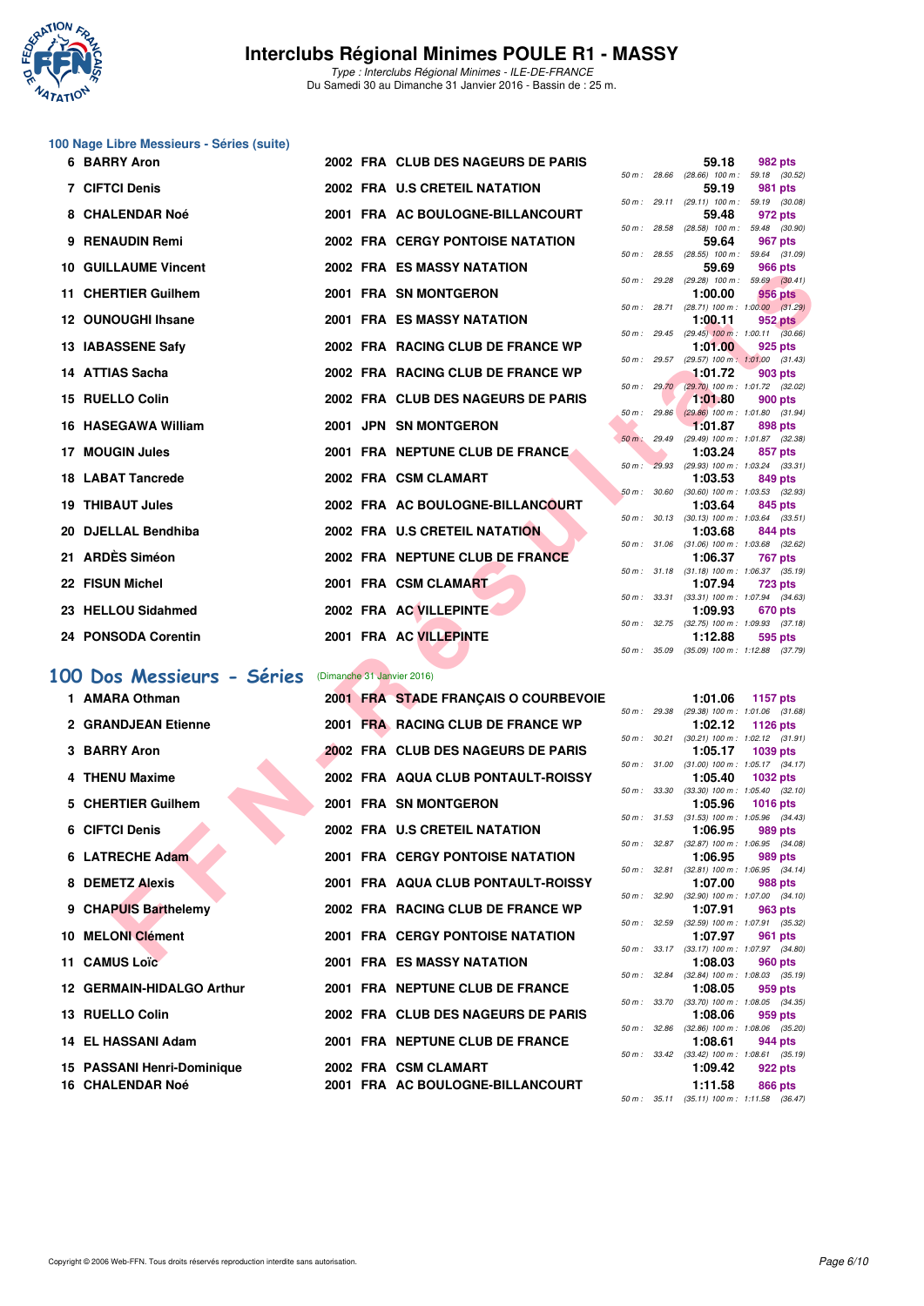## 100 Nage Libre Messieurs - Séries (suite)

| Rang | Nom | Année | Nat | Club | Temps | Points | Splits |
|---|---|---|---|---|---|---|---|
| 6 | BARRY Aron | 2002 | FRA | CLUB DES NAGEURS DE PARIS | 59.18 | 982 pts | 50 m : 28.66 (28.66) 100 m : 59.18 (30.52) |
| 7 | CIFTCI Denis | 2002 | FRA | U.S CRETEIL NATATION | 59.19 | 981 pts | 50 m : 29.11 (29.11) 100 m : 59.19 (30.08) |
| 8 | CHALENDAR Noé | 2001 | FRA | AC BOULOGNE-BILLANCOURT | 59.48 | 972 pts | 50 m : 28.58 (28.58) 100 m : 59.48 (30.90) |
| 9 | RENAUDIN Remi | 2002 | FRA | CERGY PONTOISE NATATION | 59.64 | 967 pts | 50 m : 28.55 (28.55) 100 m : 59.64 (31.09) |
| 10 | GUILLAUME Vincent | 2002 | FRA | ES MASSY NATATION | 59.69 | 966 pts | 50 m : 29.28 (29.28) 100 m : 59.69 (30.41) |
| 11 | CHERTIER Guilhem | 2001 | FRA | SN MONTGERON | 1:00.00 | 956 pts | 50 m : 28.71 (28.71) 100 m : 1:00.00 (31.29) |
| 12 | OUNOUGHI Ihsane | 2001 | FRA | ES MASSY NATATION | 1:00.11 | 952 pts | 50 m : 29.45 (29.45) 100 m : 1:00.11 (30.66) |
| 13 | IABASSENE Safy | 2002 | FRA | RACING CLUB DE FRANCE WP | 1:01.00 | 925 pts | 50 m : 29.57 (29.57) 100 m : 1:01.00 (31.43) |
| 14 | ATTIAS Sacha | 2002 | FRA | RACING CLUB DE FRANCE WP | 1:01.72 | 903 pts | 50 m : 29.70 (29.70) 100 m : 1:01.72 (32.02) |
| 15 | RUELLO Colin | 2002 | FRA | CLUB DES NAGEURS DE PARIS | 1:01.80 | 900 pts | 50 m : 29.86 (29.86) 100 m : 1:01.80 (31.94) |
| 16 | HASEGAWA William | 2001 | JPN | SN MONTGERON | 1:01.87 | 898 pts | 50 m : 29.49 (29.49) 100 m : 1:01.87 (32.38) |
| 17 | MOUGIN Jules | 2001 | FRA | NEPTUNE CLUB DE FRANCE | 1:03.24 | 857 pts | 50 m : 29.93 (29.93) 100 m : 1:03.24 (33.31) |
| 18 | LABAT Tancrede | 2002 | FRA | CSM CLAMART | 1:03.53 | 849 pts | 50 m : 30.60 (30.60) 100 m : 1:03.53 (32.93) |
| 19 | THIBAUT Jules | 2002 | FRA | AC BOULOGNE-BILLANCOURT | 1:03.64 | 845 pts | 50 m : 30.13 (30.13) 100 m : 1:03.64 (33.51) |
| 20 | DJELLAL Bendhiba | 2002 | FRA | U.S CRETEIL NATATION | 1:03.68 | 844 pts | 50 m : 31.06 (31.06) 100 m : 1:03.68 (32.62) |
| 21 | ARDÈS Siméon | 2002 | FRA | NEPTUNE CLUB DE FRANCE | 1:06.37 | 767 pts | 50 m : 31.18 (31.18) 100 m : 1:06.37 (35.19) |
| 22 | FISUN Michel | 2001 | FRA | CSM CLAMART | 1:07.94 | 723 pts | 50 m : 33.31 (33.31) 100 m : 1:07.94 (34.63) |
| 23 | HELLOU Sidahmed | 2002 | FRA | AC VILLEPINTE | 1:09.93 | 670 pts | 50 m : 32.75 (32.75) 100 m : 1:09.93 (37.18) |
| 24 | PONSODA Corentin | 2001 | FRA | AC VILLEPINTE | 1:12.88 | 595 pts | 50 m : 35.09 (35.09) 100 m : 1:12.88 (37.79) |

## 100 Dos Messieurs - Séries (Dimanche 31 Janvier 2016)

| Rang | Nom | Année | Nat | Club | Temps | Points | Splits |
|---|---|---|---|---|---|---|---|
| 1 | AMARA Othman | 2001 | FRA | STADE FRANÇAIS O COURBEVOIE | 1:01.06 | 1157 pts | 50 m : 29.38 (29.38) 100 m : 1:01.06 (31.68) |
| 2 | GRANDJEAN Etienne | 2001 | FRA | RACING CLUB DE FRANCE WP | 1:02.12 | 1126 pts | 50 m : 30.21 (30.21) 100 m : 1:02.12 (31.91) |
| 3 | BARRY Aron | 2002 | FRA | CLUB DES NAGEURS DE PARIS | 1:05.17 | 1039 pts | 50 m : 31.00 (31.00) 100 m : 1:05.17 (34.17) |
| 4 | THENU Maxime | 2002 | FRA | AQUA CLUB PONTAULT-ROISSY | 1:05.40 | 1032 pts | 50 m : 33.30 (33.30) 100 m : 1:05.40 (32.10) |
| 5 | CHERTIER Guilhem | 2001 | FRA | SN MONTGERON | 1:05.96 | 1016 pts | 50 m : 31.53 (31.53) 100 m : 1:05.96 (34.43) |
| 6 | CIFTCI Denis | 2002 | FRA | U.S CRETEIL NATATION | 1:06.95 | 989 pts | 50 m : 32.87 (32.87) 100 m : 1:06.95 (34.08) |
| 6 | LATRECHE Adam | 2001 | FRA | CERGY PONTOISE NATATION | 1:06.95 | 989 pts | 50 m : 32.81 (32.81) 100 m : 1:06.95 (34.14) |
| 8 | DEMETZ Alexis | 2001 | FRA | AQUA CLUB PONTAULT-ROISSY | 1:07.00 | 988 pts | 50 m : 32.90 (32.90) 100 m : 1:07.00 (34.10) |
| 9 | CHAPUIS Barthelemy | 2002 | FRA | RACING CLUB DE FRANCE WP | 1:07.91 | 963 pts | 50 m : 32.59 (32.59) 100 m : 1:07.91 (35.32) |
| 10 | MELONI Clément | 2001 | FRA | CERGY PONTOISE NATATION | 1:07.97 | 961 pts | 50 m : 33.17 (33.17) 100 m : 1:07.97 (34.80) |
| 11 | CAMUS Loïc | 2001 | FRA | ES MASSY NATATION | 1:08.03 | 960 pts | 50 m : 32.84 (32.84) 100 m : 1:08.03 (35.19) |
| 12 | GERMAIN-HIDALGO Arthur | 2001 | FRA | NEPTUNE CLUB DE FRANCE | 1:08.05 | 959 pts | 50 m : 33.70 (33.70) 100 m : 1:08.05 (34.35) |
| 13 | RUELLO Colin | 2002 | FRA | CLUB DES NAGEURS DE PARIS | 1:08.06 | 959 pts | 50 m : 32.86 (32.86) 100 m : 1:08.06 (35.20) |
| 14 | EL HASSANI Adam | 2001 | FRA | NEPTUNE CLUB DE FRANCE | 1:08.61 | 944 pts | 50 m : 33.42 (33.42) 100 m : 1:08.61 (35.19) |
| 15 | PASSANI Henri-Dominique | 2002 | FRA | CSM CLAMART | 1:09.42 | 922 pts | |
| 16 | CHALENDAR Noé | 2001 | FRA | AC BOULOGNE-BILLANCOURT | 1:11.58 | 866 pts | 50 m : 35.11 (35.11) 100 m : 1:11.58 (36.47) |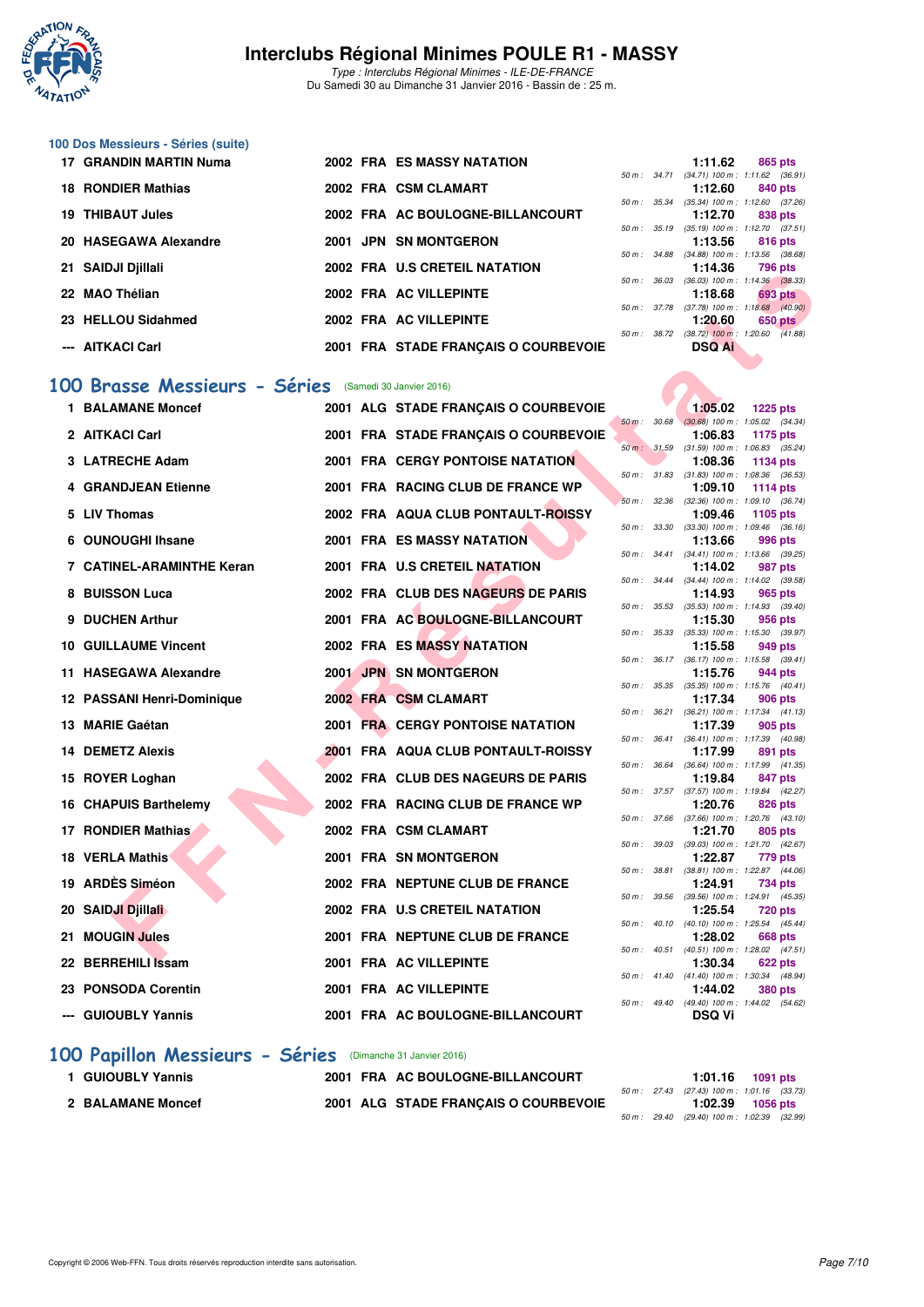### 100 Dos Messieurs - Séries (suite)

| Rang | Nom | Année | Nat. | Club | Temps | Points | Splits |
|---|---|---|---|---|---|---|---|
| 17 | GRANDIN MARTIN Numa | 2002 | FRA | ES MASSY NATATION | 1:11.62 | 865 pts | 50 m : 34.71 (34.71) 100 m : 1:11.62 (36.91) |
| 18 | RONDIER Mathias | 2002 | FRA | CSM CLAMART | 1:12.60 | 840 pts | 50 m : 35.34 (35.34) 100 m : 1:12.60 (37.26) |
| 19 | THIBAUT Jules | 2002 | FRA | AC BOULOGNE-BILLANCOURT | 1:12.70 | 838 pts | 50 m : 35.19 (35.19) 100 m : 1:12.70 (37.51) |
| 20 | HASEGAWA Alexandre | 2001 | JPN | SN MONTGERON | 1:13.56 | 816 pts | 50 m : 34.88 (34.88) 100 m : 1:13.56 (38.68) |
| 21 | SAIDJI Djillali | 2002 | FRA | U.S CRETEIL NATATION | 1:14.36 | 796 pts | 50 m : 36.03 (36.03) 100 m : 1:14.36 (38.33) |
| 22 | MAO Thélian | 2002 | FRA | AC VILLEPINTE | 1:18.68 | 693 pts | 50 m : 37.78 (37.78) 100 m : 1:18.68 (40.90) |
| 23 | HELLOU Sidahmed | 2002 | FRA | AC VILLEPINTE | 1:20.60 | 650 pts | 50 m : 38.72 (38.72) 100 m : 1:20.60 (41.88) |
| --- | AITKACI Carl | 2001 | FRA | STADE FRANÇAIS O COURBEVOIE | DSQ Ai | | |

## 100 Brasse Messieurs - Séries (Samedi 30 Janvier 2016)

| Rang | Nom | Année | Nat. | Club | Temps | Points | Splits |
|---|---|---|---|---|---|---|---|
| 1 | BALAMANE Moncef | 2001 | ALG | STADE FRANÇAIS O COURBEVOIE | 1:05.02 | 1225 pts | 50 m : 30.68 (30.68) 100 m : 1:05.02 (34.34) |
| 2 | AITKACI Carl | 2001 | FRA | STADE FRANÇAIS O COURBEVOIE | 1:06.83 | 1175 pts | 50 m : 31.59 (31.59) 100 m : 1:06.83 (35.24) |
| 3 | LATRECHE Adam | 2001 | FRA | CERGY PONTOISE NATATION | 1:08.36 | 1134 pts | 50 m : 31.83 (31.83) 100 m : 1:08.36 (36.53) |
| 4 | GRANDJEAN Etienne | 2001 | FRA | RACING CLUB DE FRANCE WP | 1:09.10 | 1114 pts | 50 m : 32.36 (32.36) 100 m : 1:09.10 (36.74) |
| 5 | LIV Thomas | 2002 | FRA | AQUA CLUB PONTAULT-ROISSY | 1:09.46 | 1105 pts | 50 m : 33.30 (33.30) 100 m : 1:09.46 (36.16) |
| 6 | OUNOUGHI Ihsane | 2001 | FRA | ES MASSY NATATION | 1:13.66 | 996 pts | 50 m : 34.41 (34.41) 100 m : 1:13.66 (39.25) |
| 7 | CATINEL-ARAMINTHE Keran | 2001 | FRA | U.S CRETEIL NATATION | 1:14.02 | 987 pts | 50 m : 34.44 (34.44) 100 m : 1:14.02 (39.58) |
| 8 | BUISSON Luca | 2002 | FRA | CLUB DES NAGEURS DE PARIS | 1:14.93 | 965 pts | 50 m : 35.53 (35.53) 100 m : 1:14.93 (39.40) |
| 9 | DUCHEN Arthur | 2001 | FRA | AC BOULOGNE-BILLANCOURT | 1:15.30 | 956 pts | 50 m : 35.33 (35.33) 100 m : 1:15.30 (39.97) |
| 10 | GUILLAUME Vincent | 2002 | FRA | ES MASSY NATATION | 1:15.58 | 949 pts | 50 m : 36.17 (36.17) 100 m : 1:15.58 (39.41) |
| 11 | HASEGAWA Alexandre | 2001 | JPN | SN MONTGERON | 1:15.76 | 944 pts | 50 m : 35.35 (35.35) 100 m : 1:15.76 (40.41) |
| 12 | PASSANI Henri-Dominique | 2002 | FRA | CSM CLAMART | 1:17.34 | 906 pts | 50 m : 36.21 (36.21) 100 m : 1:17.34 (41.13) |
| 13 | MARIE Gaétan | 2001 | FRA | CERGY PONTOISE NATATION | 1:17.39 | 905 pts | 50 m : 36.41 (36.41) 100 m : 1:17.39 (40.98) |
| 14 | DEMETZ Alexis | 2001 | FRA | AQUA CLUB PONTAULT-ROISSY | 1:17.99 | 891 pts | 50 m : 36.64 (36.64) 100 m : 1:17.99 (41.35) |
| 15 | ROYER Loghan | 2002 | FRA | CLUB DES NAGEURS DE PARIS | 1:19.84 | 847 pts | 50 m : 37.57 (37.57) 100 m : 1:19.84 (42.27) |
| 16 | CHAPUIS Barthelemy | 2002 | FRA | RACING CLUB DE FRANCE WP | 1:20.76 | 826 pts | 50 m : 37.66 (37.66) 100 m : 1:20.76 (43.10) |
| 17 | RONDIER Mathias | 2002 | FRA | CSM CLAMART | 1:21.70 | 805 pts | 50 m : 39.03 (39.03) 100 m : 1:21.70 (42.67) |
| 18 | VERLA Mathis | 2001 | FRA | SN MONTGERON | 1:22.87 | 779 pts | 50 m : 38.81 (38.81) 100 m : 1:22.87 (44.06) |
| 19 | ARDÈS Siméon | 2002 | FRA | NEPTUNE CLUB DE FRANCE | 1:24.91 | 734 pts | 50 m : 39.56 (39.56) 100 m : 1:24.91 (45.35) |
| 20 | SAIDJI Djillali | 2002 | FRA | U.S CRETEIL NATATION | 1:25.54 | 720 pts | 50 m : 40.10 (40.10) 100 m : 1:25.54 (45.44) |
| 21 | MOUGIN Jules | 2001 | FRA | NEPTUNE CLUB DE FRANCE | 1:28.02 | 668 pts | 50 m : 40.51 (40.51) 100 m : 1:28.02 (47.51) |
| 22 | BERREHILI Issam | 2001 | FRA | AC VILLEPINTE | 1:30.34 | 622 pts | 50 m : 41.40 (41.40) 100 m : 1:30.34 (48.94) |
| 23 | PONSODA Corentin | 2001 | FRA | AC VILLEPINTE | 1:44.02 | 380 pts | 50 m : 49.40 (49.40) 100 m : 1:44.02 (54.62) |
| --- | GUIOUBLY Yannis | 2001 | FRA | AC BOULOGNE-BILLANCOURT | DSQ Vi | | |

## 100 Papillon Messieurs - Séries (Dimanche 31 Janvier 2016)

| Rang | Nom | Année | Nat. | Club | Temps | Points | Splits |
|---|---|---|---|---|---|---|---|
| 1 | GUIOUBLY Yannis | 2001 | FRA | AC BOULOGNE-BILLANCOURT | 1:01.16 | 1091 pts | 50 m : 27.43 (27.43) 100 m : 1:01.16 (33.73) |
| 2 | BALAMANE Moncef | 2001 | ALG | STADE FRANÇAIS O COURBEVOIE | 1:02.39 | 1056 pts | 50 m : 29.40 (29.40) 100 m : 1:02.39 (32.99) |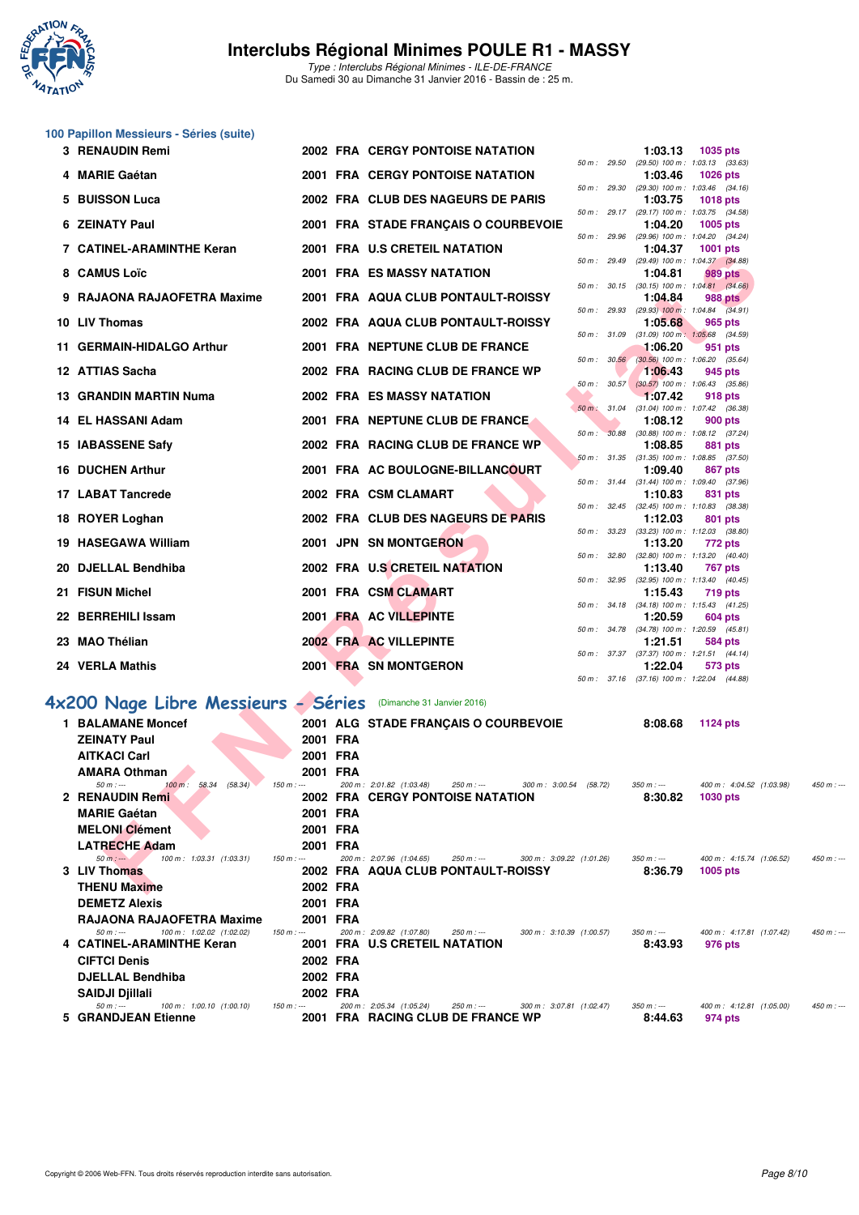# Interclubs Régional Minimes POULE R1 - MASSY

*Type : Interclubs Régional Minimes - ILE-DE-FRANCE*
Du Samedi 30 au Dimanche 31 Janvier 2016 - Bassin de : 25 m.

## 100 Papillon Messieurs - Séries (suite)

| Rg | Nom | Année | Nat | Club | Temps | Points | Splits |
|---|---|---|---|---|---|---|---|
| 3 | RENAUDIN Remi | 2002 | FRA | CERGY PONTOISE NATATION | 1:03.13 | 1035 pts | 50 m : 29.50 (29.50) 100 m : 1:03.13 (33.63) |
| 4 | MARIE Gaétan | 2001 | FRA | CERGY PONTOISE NATATION | 1:03.46 | 1026 pts | 50 m : 29.30 (29.30) 100 m : 1:03.46 (34.16) |
| 5 | BUISSON Luca | 2002 | FRA | CLUB DES NAGEURS DE PARIS | 1:03.75 | 1018 pts | 50 m : 29.17 (29.17) 100 m : 1:03.75 (34.58) |
| 6 | ZEINATY Paul | 2001 | FRA | STADE FRANÇAIS O COURBEVOIE | 1:04.20 | 1005 pts | 50 m : 29.96 (29.96) 100 m : 1:04.20 (34.24) |
| 7 | CATINEL-ARAMINTHE Keran | 2001 | FRA | U.S CRETEIL NATATION | 1:04.37 | 1001 pts | 50 m : 29.49 (29.49) 100 m : 1:04.37 (34.88) |
| 8 | CAMUS Loïc | 2001 | FRA | ES MASSY NATATION | 1:04.81 | 989 pts | 50 m : 30.15 (30.15) 100 m : 1:04.81 (34.66) |
| 9 | RAJAONA RAJAOFETRA Maxime | 2001 | FRA | AQUA CLUB PONTAULT-ROISSY | 1:04.84 | 988 pts | 50 m : 29.93 (29.93) 100 m : 1:04.84 (34.91) |
| 10 | LIV Thomas | 2002 | FRA | AQUA CLUB PONTAULT-ROISSY | 1:05.68 | 965 pts | 50 m : 31.09 (31.09) 100 m : 1:05.68 (34.59) |
| 11 | GERMAIN-HIDALGO Arthur | 2001 | FRA | NEPTUNE CLUB DE FRANCE | 1:06.20 | 951 pts | 50 m : 30.56 (30.56) 100 m : 1:06.20 (35.64) |
| 12 | ATTIAS Sacha | 2002 | FRA | RACING CLUB DE FRANCE WP | 1:06.43 | 945 pts | 50 m : 30.57 (30.57) 100 m : 1:06.43 (35.86) |
| 13 | GRANDIN MARTIN Numa | 2002 | FRA | ES MASSY NATATION | 1:07.42 | 918 pts | 50 m : 31.04 (31.04) 100 m : 1:07.42 (36.38) |
| 14 | EL HASSANI Adam | 2001 | FRA | NEPTUNE CLUB DE FRANCE | 1:08.12 | 900 pts | 50 m : 30.88 (30.88) 100 m : 1:08.12 (37.24) |
| 15 | IABASSENE Safy | 2002 | FRA | RACING CLUB DE FRANCE WP | 1:08.85 | 881 pts | 50 m : 31.35 (31.35) 100 m : 1:08.85 (37.50) |
| 16 | DUCHEN Arthur | 2001 | FRA | AC BOULOGNE-BILLANCOURT | 1:09.40 | 867 pts | 50 m : 31.44 (31.44) 100 m : 1:09.40 (37.96) |
| 17 | LABAT Tancrede | 2002 | FRA | CSM CLAMART | 1:10.83 | 831 pts | 50 m : 32.45 (32.45) 100 m : 1:10.83 (38.38) |
| 18 | ROYER Loghan | 2002 | FRA | CLUB DES NAGEURS DE PARIS | 1:12.03 | 801 pts | 50 m : 33.23 (33.23) 100 m : 1:12.03 (38.80) |
| 19 | HASEGAWA William | 2001 | JPN | SN MONTGERON | 1:13.20 | 772 pts | 50 m : 32.80 (32.80) 100 m : 1:13.20 (40.40) |
| 20 | DJELLAL Bendhiba | 2002 | FRA | U.S CRETEIL NATATION | 1:13.40 | 767 pts | 50 m : 32.95 (32.95) 100 m : 1:13.40 (40.45) |
| 21 | FISUN Michel | 2001 | FRA | CSM CLAMART | 1:15.43 | 719 pts | 50 m : 34.18 (34.18) 100 m : 1:15.43 (41.25) |
| 22 | BERREHILI Issam | 2001 | FRA | AC VILLEPINTE | 1:20.59 | 604 pts | 50 m : 34.78 (34.78) 100 m : 1:20.59 (45.81) |
| 23 | MAO Thélian | 2002 | FRA | AC VILLEPINTE | 1:21.51 | 584 pts | 50 m : 37.37 (37.37) 100 m : 1:21.51 (44.14) |
| 24 | VERLA Mathis | 2001 | FRA | SN MONTGERON | 1:22.04 | 573 pts | 50 m : 37.16 (37.16) 100 m : 1:22.04 (44.88) |

## 4x200 Nage Libre Messieurs - Séries (Dimanche 31 Janvier 2016)

| Rg | Nom | Année | Nat | Club | Temps | Points |
|---|---|---|---|---|---|---|
| 1 | BALAMANE Moncef | 2001 | ALG | STADE FRANÇAIS O COURBEVOIE | 8:08.68 | 1124 pts |
| | ZEINATY Paul | 2001 | FRA | | | |
| | AITKACI Carl | 2001 | FRA | | | |
| | AMARA Othman | 2001 | FRA | | | |

50 m : --- 100 m : 58.34 (58.34) 150 m : --- 200 m : 2:01.82 (1:03.48) 250 m : --- 300 m : 3:00.54 (58.72) 350 m : --- 400 m : 4:04.52 (1:03.98) 450 m : ---

| Rg | Nom | Année | Nat | Club | Temps | Points |
|---|---|---|---|---|---|---|
| 2 | RENAUDIN Remi | 2002 | FRA | CERGY PONTOISE NATATION | 8:30.82 | 1030 pts |
| | MARIE Gaétan | 2001 | FRA | | | |
| | MELONI Clément | 2001 | FRA | | | |
| | LATRECHE Adam | 2001 | FRA | | | |

50 m : --- 100 m : 1:03.31 (1:03.31) 150 m : --- 200 m : 2:07.96 (1:04.65) 250 m : --- 300 m : 3:09.22 (1:01.26) 350 m : --- 400 m : 4:15.74 (1:06.52) 450 m : ---

| Rg | Nom | Année | Nat | Club | Temps | Points |
|---|---|---|---|---|---|---|
| 3 | LIV Thomas | 2002 | FRA | AQUA CLUB PONTAULT-ROISSY | 8:36.79 | 1005 pts |
| | THENU Maxime | 2002 | FRA | | | |
| | DEMETZ Alexis | 2001 | FRA | | | |
| | RAJAONA RAJAOFETRA Maxime | 2001 | FRA | | | |

50 m : --- 100 m : 1:02.02 (1:02.02) 150 m : --- 200 m : 2:09.82 (1:07.80) 250 m : --- 300 m : 3:10.39 (1:00.57) 350 m : --- 400 m : 4:17.81 (1:07.42) 450 m : ---

| Rg | Nom | Année | Nat | Club | Temps | Points |
|---|---|---|---|---|---|---|
| 4 | CATINEL-ARAMINTHE Keran | 2001 | FRA | U.S CRETEIL NATATION | 8:43.93 | 976 pts |
| | CIFTCI Denis | 2002 | FRA | | | |
| | DJELLAL Bendhiba | 2002 | FRA | | | |
| | SAIDJI Djillali | 2002 | FRA | | | |

50 m : --- 100 m : 1:00.10 (1:00.10) 150 m : --- 200 m : 2:05.34 (1:05.24) 250 m : --- 300 m : 3:07.81 (1:02.47) 350 m : --- 400 m : 4:12.81 (1:05.00) 450 m : ---

| Rg | Nom | Année | Nat | Club | Temps | Points |
|---|---|---|---|---|---|---|
| 5 | GRANDJEAN Etienne | 2001 | FRA | RACING CLUB DE FRANCE WP | 8:44.63 | 974 pts |

Copyright © 2006 Web-FFN. Tous droits réservés reproduction interdite sans autorisation.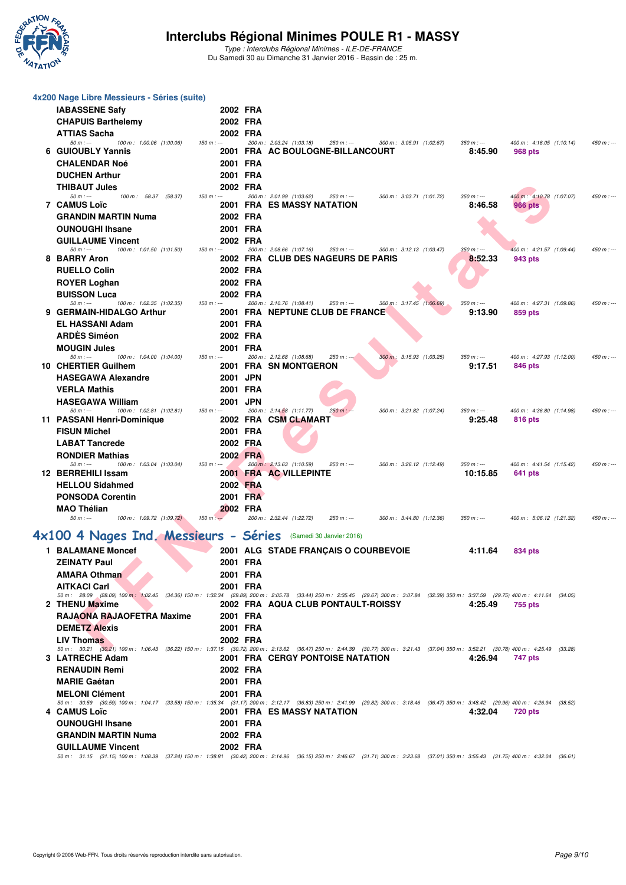# Interclubs Régional Minimes POULE R1 - MASSY

*Type : Interclubs Régional Minimes - ILE-DE-FRANCE*
Du Samedi 30 au Dimanche 31 Janvier 2016 - Bassin de : 25 m.

## 4x200 Nage Libre Messieurs - Séries (suite)

| Rang | Nom | Année | Nat. | Club | Temps | Points |
|---|---|---|---|---|---|---|
| | IABASSENE Safy | 2002 | FRA | | | |
| | CHAPUIS Barthelemy | 2002 | FRA | | | |
| | ATTIAS Sacha | 2002 | FRA | | | |

50 m : --- 100 m : 1:00.06 (1:00.06) 150 m : --- 200 m : 2:03.24 (1:03.18) 250 m : --- 300 m : 3:05.91 (1:02.67) 350 m : --- 400 m : 4:16.05 (1:10.14) 450 m : ---

| Rang | Nom | Année | Nat. | Club | Temps | Points |
|---|---|---|---|---|---|---|
| 6 | GUIOUBLY Yannis | 2001 | FRA | AC BOULOGNE-BILLANCOURT | 8:45.90 | 968 pts |
| | CHALENDAR Noé | 2001 | FRA | | | |
| | DUCHEN Arthur | 2001 | FRA | | | |
| | THIBAUT Jules | 2002 | FRA | | | |

50 m : --- 100 m : 58.37 (58.37) 150 m : --- 200 m : 2:01.99 (1:03.62) 250 m : --- 300 m : 3:03.71 (1:01.72) 350 m : --- 400 m : 4:10.78 (1:07.07) 450 m : ---

| Rang | Nom | Année | Nat. | Club | Temps | Points |
|---|---|---|---|---|---|---|
| 7 | CAMUS Loïc | 2001 | FRA | ES MASSY NATATION | 8:46.58 | 966 pts |
| | GRANDIN MARTIN Numa | 2002 | FRA | | | |
| | OUNOUGHI Ihsane | 2001 | FRA | | | |
| | GUILLAUME Vincent | 2002 | FRA | | | |

50 m : --- 100 m : 1:01.50 (1:01.50) 150 m : --- 200 m : 2:08.66 (1:07.16) 250 m : --- 300 m : 3:12.13 (1:03.47) 350 m : --- 400 m : 4:21.57 (1:09.44) 450 m : ---

| Rang | Nom | Année | Nat. | Club | Temps | Points |
|---|---|---|---|---|---|---|
| 8 | BARRY Aron | 2002 | FRA | CLUB DES NAGEURS DE PARIS | 8:52.33 | 943 pts |
| | RUELLO Colin | 2002 | FRA | | | |
| | ROYER Loghan | 2002 | FRA | | | |
| | BUISSON Luca | 2002 | FRA | | | |

50 m : --- 100 m : 1:02.35 (1:02.35) 150 m : --- 200 m : 2:10.76 (1:08.41) 250 m : --- 300 m : 3:17.45 (1:06.69) 350 m : --- 400 m : 4:27.31 (1:09.86) 450 m : ---

| Rang | Nom | Année | Nat. | Club | Temps | Points |
|---|---|---|---|---|---|---|
| 9 | GERMAIN-HIDALGO Arthur | 2001 | FRA | NEPTUNE CLUB DE FRANCE | 9:13.90 | 859 pts |
| | EL HASSANI Adam | 2001 | FRA | | | |
| | ARDÈS Siméon | 2002 | FRA | | | |
| | MOUGIN Jules | 2001 | FRA | | | |

50 m : --- 100 m : 1:04.00 (1:04.00) 150 m : --- 200 m : 2:12.68 (1:08.68) 250 m : --- 300 m : 3:15.93 (1:03.25) 350 m : --- 400 m : 4:27.93 (1:12.00) 450 m : ---

| Rang | Nom | Année | Nat. | Club | Temps | Points |
|---|---|---|---|---|---|---|
| 10 | CHERTIER Guilhem | 2001 | FRA | SN MONTGERON | 9:17.51 | 846 pts |
| | HASEGAWA Alexandre | 2001 | JPN | | | |
| | VERLA Mathis | 2001 | FRA | | | |
| | HASEGAWA William | 2001 | JPN | | | |

50 m : --- 100 m : 1:02.81 (1:02.81) 150 m : --- 200 m : 2:14.58 (1:11.77) 250 m : --- 300 m : 3:21.82 (1:07.24) 350 m : --- 400 m : 4:36.80 (1:14.98) 450 m : ---

| Rang | Nom | Année | Nat. | Club | Temps | Points |
|---|---|---|---|---|---|---|
| 11 | PASSANI Henri-Dominique | 2002 | FRA | CSM CLAMART | 9:25.48 | 816 pts |
| | FISUN Michel | 2001 | FRA | | | |
| | LABAT Tancrede | 2002 | FRA | | | |
| | RONDIER Mathias | 2002 | FRA | | | |

50 m : --- 100 m : 1:03.04 (1:03.04) 150 m : --- 200 m : 2:13.63 (1:10.59) 250 m : --- 300 m : 3:26.12 (1:12.49) 350 m : --- 400 m : 4:41.54 (1:15.42) 450 m : ---

| Rang | Nom | Année | Nat. | Club | Temps | Points |
|---|---|---|---|---|---|---|
| 12 | BERREHILI Issam | 2001 | FRA | AC VILLEPINTE | 10:15.85 | 641 pts |
| | HELLOU Sidahmed | 2002 | FRA | | | |
| | PONSODA Corentin | 2001 | FRA | | | |
| | MAO Thélian | 2002 | FRA | | | |

50 m : --- 100 m : 1:09.72 (1:09.72) 150 m : --- 200 m : 2:32.44 (1:22.72) 250 m : --- 300 m : 3:44.80 (1:12.36) 350 m : --- 400 m : 5:06.12 (1:21.32) 450 m : ---

## 4x100 4 Nages Ind. Messieurs - Séries (Samedi 30 Janvier 2016)

| Rang | Nom | Année | Nat. | Club | Temps | Points |
|---|---|---|---|---|---|---|
| 1 | BALAMANE Moncef | 2001 | ALG | STADE FRANÇAIS O COURBEVOIE | 4:11.64 | 834 pts |
| | ZEINATY Paul | 2001 | FRA | | | |
| | AMARA Othman | 2001 | FRA | | | |
| | AITKACI Carl | 2001 | FRA | | | |

50 m : 28.09 (28.09) 100 m : 1:02.45 (34.36) 150 m : 1:32.34 (29.89) 200 m : 2:05.78 (33.44) 250 m : 2:35.45 (29.67) 300 m : 3:07.84 (32.39) 350 m : 3:37.59 (29.75) 400 m : 4:11.64 (34.05)

| Rang | Nom | Année | Nat. | Club | Temps | Points |
|---|---|---|---|---|---|---|
| 2 | THENU Maxime | 2002 | FRA | AQUA CLUB PONTAULT-ROISSY | 4:25.49 | 755 pts |
| | RAJAONA RAJAOFETRA Maxime | 2001 | FRA | | | |
| | DEMETZ Alexis | 2001 | FRA | | | |
| | LIV Thomas | 2002 | FRA | | | |

50 m : 30.21 (30.21) 100 m : 1:06.43 (36.22) 150 m : 1:37.15 (30.72) 200 m : 2:13.62 (36.47) 250 m : 2:44.39 (30.77) 300 m : 3:21.43 (37.04) 350 m : 3:52.21 (30.78) 400 m : 4:25.49 (33.28)

| Rang | Nom | Année | Nat. | Club | Temps | Points |
|---|---|---|---|---|---|---|
| 3 | LATRECHE Adam | 2001 | FRA | CERGY PONTOISE NATATION | 4:26.94 | 747 pts |
| | RENAUDIN Remi | 2002 | FRA | | | |
| | MARIE Gaétan | 2001 | FRA | | | |
| | MELONI Clément | 2001 | FRA | | | |

50 m : 30.59 (30.59) 100 m : 1:04.17 (33.58) 150 m : 1:35.34 (31.17) 200 m : 2:12.17 (36.83) 250 m : 2:41.99 (29.82) 300 m : 3:18.46 (36.47) 350 m : 3:48.42 (29.96) 400 m : 4:26.94 (38.52)

| Rang | Nom | Année | Nat. | Club | Temps | Points |
|---|---|---|---|---|---|---|
| 4 | CAMUS Loïc | 2001 | FRA | ES MASSY NATATION | 4:32.04 | 720 pts |
| | OUNOUGHI Ihsane | 2001 | FRA | | | |
| | GRANDIN MARTIN Numa | 2002 | FRA | | | |
| | GUILLAUME Vincent | 2002 | FRA | | | |

50 m : 31.15 (31.15) 100 m : 1:08.39 (37.24) 150 m : 1:38.81 (30.42) 200 m : 2:14.96 (36.15) 250 m : 2:46.67 (31.71) 300 m : 3:23.68 (37.01) 350 m : 3:55.43 (31.75) 400 m : 4:32.04 (36.61)

Copyright © 2006 Web-FFN. Tous droits réservés reproduction interdite sans autorisation.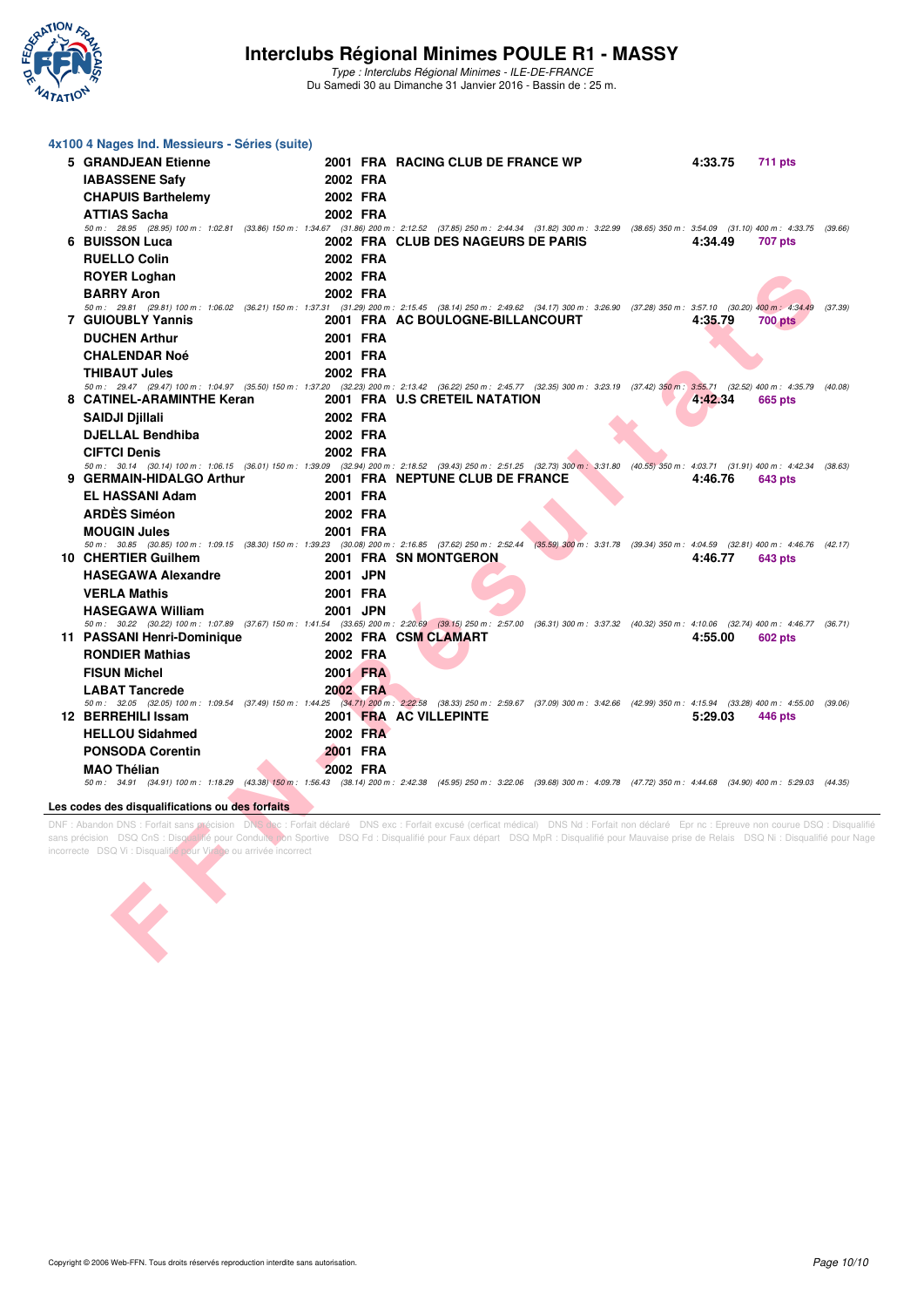# Interclubs Régional Minimes POULE R1 - MASSY

*Type : Interclubs Régional Minimes - ILE-DE-FRANCE*
Du Samedi 30 au Dimanche 31 Janvier 2016 - Bassin de : 25 m.

## 4x100 4 Nages Ind. Messieurs - Séries (suite)

| | | | | | | |
|---|---|---|---|---|---|---|
| 5 | GRANDJEAN Etienne | 2001 | FRA | RACING CLUB DE FRANCE WP | 4:33.75 | 711 pts |
| | IABASSENE Safy | 2002 | FRA | | | |
| | CHAPUIS Barthelemy | 2002 | FRA | | | |
| | ATTIAS Sacha | 2002 | FRA | | | |

50 m : 28.95 (28.95) 100 m : 1:02.81 (33.86) 150 m : 1:34.67 (31.86) 200 m : 2:12.52 (37.85) 250 m : 2:44.34 (31.82) 300 m : 3:22.99 (38.65) 350 m : 3:54.09 (31.10) 400 m : 4:33.75 (39.66)

| | | | | | | |
|---|---|---|---|---|---|---|
| 6 | BUISSON Luca | 2002 | FRA | CLUB DES NAGEURS DE PARIS | 4:34.49 | 707 pts |
| | RUELLO Colin | 2002 | FRA | | | |
| | ROYER Loghan | 2002 | FRA | | | |
| | BARRY Aron | 2002 | FRA | | | |

50 m : 29.81 (29.81) 100 m : 1:06.02 (36.21) 150 m : 1:37.31 (31.29) 200 m : 2:15.45 (38.14) 250 m : 2:49.62 (34.17) 300 m : 3:26.90 (37.28) 350 m : 3:57.10 (30.20) 400 m : 4:34.49 (37.39)

| | | | | | | |
|---|---|---|---|---|---|---|
| 7 | GUIOUBLY Yannis | 2001 | FRA | AC BOULOGNE-BILLANCOURT | 4:35.79 | 700 pts |
| | DUCHEN Arthur | 2001 | FRA | | | |
| | CHALENDAR Noé | 2001 | FRA | | | |
| | THIBAUT Jules | 2002 | FRA | | | |

50 m : 29.47 (29.47) 100 m : 1:04.97 (35.50) 150 m : 1:37.20 (32.23) 200 m : 2:13.42 (36.22) 250 m : 2:45.77 (32.35) 300 m : 3:23.19 (37.42) 350 m : 3:55.71 (32.52) 400 m : 4:35.79 (40.08)

| | | | | | | |
|---|---|---|---|---|---|---|
| 8 | CATINEL-ARAMINTHE Keran | 2001 | FRA | U.S CRETEIL NATATION | 4:42.34 | 665 pts |
| | SAIDJI Djillali | 2002 | FRA | | | |
| | DJELLAL Bendhiba | 2002 | FRA | | | |
| | CIFTCI Denis | 2002 | FRA | | | |

50 m : 30.14 (30.14) 100 m : 1:06.15 (36.01) 150 m : 1:39.09 (32.94) 200 m : 2:18.52 (39.43) 250 m : 2:51.25 (32.73) 300 m : 3:31.80 (40.55) 350 m : 4:03.71 (31.91) 400 m : 4:42.34 (38.63)

| | | | | | | |
|---|---|---|---|---|---|---|
| 9 | GERMAIN-HIDALGO Arthur | 2001 | FRA | NEPTUNE CLUB DE FRANCE | 4:46.76 | 643 pts |
| | EL HASSANI Adam | 2001 | FRA | | | |
| | ARDÈS Siméon | 2002 | FRA | | | |
| | MOUGIN Jules | 2001 | FRA | | | |

50 m : 30.85 (30.85) 100 m : 1:09.15 (38.30) 150 m : 1:39.23 (30.08) 200 m : 2:16.85 (37.62) 250 m : 2:52.44 (35.59) 300 m : 3:31.78 (39.34) 350 m : 4:04.59 (32.81) 400 m : 4:46.76 (42.17)

| | | | | | | |
|---|---|---|---|---|---|---|
| 10 | CHERTIER Guilhem | 2001 | FRA | SN MONTGERON | 4:46.77 | 643 pts |
| | HASEGAWA Alexandre | 2001 | JPN | | | |
| | VERLA Mathis | 2001 | FRA | | | |
| | HASEGAWA William | 2001 | JPN | | | |

50 m : 30.22 (30.22) 100 m : 1:07.89 (37.67) 150 m : 1:41.54 (33.65) 200 m : 2:20.69 (39.15) 250 m : 2:57.00 (36.31) 300 m : 3:37.32 (40.32) 350 m : 4:10.06 (32.74) 400 m : 4:46.77 (36.71)

| | | | | | | |
|---|---|---|---|---|---|---|
| 11 | PASSANI Henri-Dominique | 2002 | FRA | CSM CLAMART | 4:55.00 | 602 pts |
| | RONDIER Mathias | 2002 | FRA | | | |
| | FISUN Michel | 2001 | FRA | | | |
| | LABAT Tancrede | 2002 | FRA | | | |

50 m : 32.05 (32.05) 100 m : 1:09.54 (37.49) 150 m : 1:44.25 (34.71) 200 m : 2:22.58 (38.33) 250 m : 2:59.67 (37.09) 300 m : 3:42.66 (42.99) 350 m : 4:15.94 (33.28) 400 m : 4:55.00 (39.06)

| | | | | | | |
|---|---|---|---|---|---|---|
| 12 | BERREHILI Issam | 2001 | FRA | AC VILLEPINTE | 5:29.03 | 446 pts |
| | HELLOU Sidahmed | 2002 | FRA | | | |
| | PONSODA Corentin | 2001 | FRA | | | |
| | MAO Thélian | 2002 | FRA | | | |

50 m : 34.91 (34.91) 100 m : 1:18.29 (43.38) 150 m : 1:56.43 (38.14) 200 m : 2:42.38 (45.95) 250 m : 3:22.06 (39.68) 300 m : 4:09.78 (47.72) 350 m : 4:44.68 (34.90) 400 m : 5:29.03 (44.35)

### Les codes des disqualifications ou des forfaits

DNF : Abandon DNS : Forfait sans précision DNS dec : Forfait déclaré DNS exc : Forfait excusé (certificat médical) DNS Nd : Forfait non déclaré Epr nc : Epreuve non courue DSQ : Disqualifié sans précision DSQ CnS : Disqualifié pour Conduite non Sportive DSQ Fd : Disqualifié pour Faux départ DSQ MpR : Disqualifié pour Mauvaise prise de Relais DSQ Ni : Disqualifié pour Nage incorrecte DSQ Vi : Disqualifié pour Virage ou arrivée incorrect